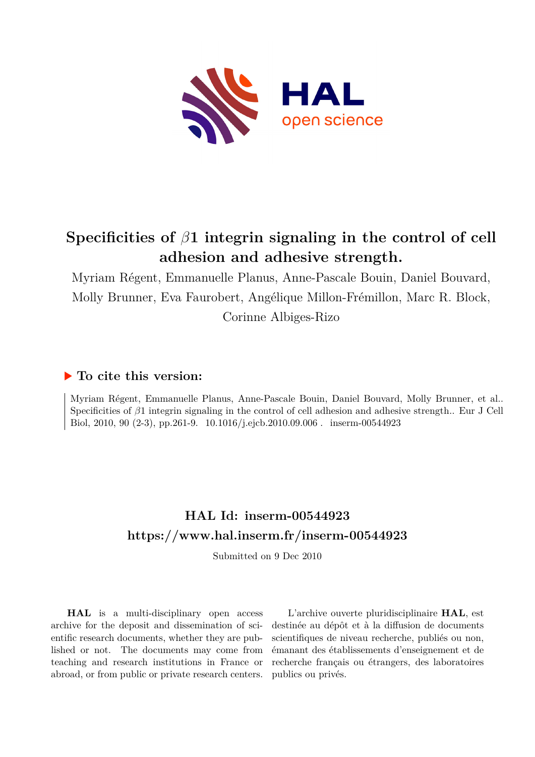# Specificities of $\beta$1 integrin signaling in the control of cell adhesion and adhesive strength.

Myriam Régent, Emmanuelle Planus, Anne-Pascale Bouin, Daniel Bouvard, Molly Brunner, Eva Faurobert, Angélique Millon-Frémillon, Marc R. Block, Corinne Albiges-Rizo

## ▶ To cite this version:

Myriam Régent, Emmanuelle Planus, Anne-Pascale Bouin, Daniel Bouvard, Molly Brunner, et al.. Specificities of $\beta$1 integrin signaling in the control of cell adhesion and adhesive strength.. Eur J Cell Biol, 2010, 90 (2-3), pp.261-9. 10.1016/j.ejcb.2010.09.006 . inserm-00544923

## HAL Id: inserm-00544923
## https://www.hal.inserm.fr/inserm-00544923

Submitted on 9 Dec 2010

**HAL** is a multi-disciplinary open access archive for the deposit and dissemination of scientific research documents, whether they are published or not. The documents may come from teaching and research institutions in France or abroad, or from public or private research centers.

L'archive ouverte pluridisciplinaire **HAL**, est destinée au dépôt et à la diffusion de documents scientifiques de niveau recherche, publiés ou non, émanant des établissements d'enseignement et de recherche français ou étrangers, des laboratoires publics ou privés.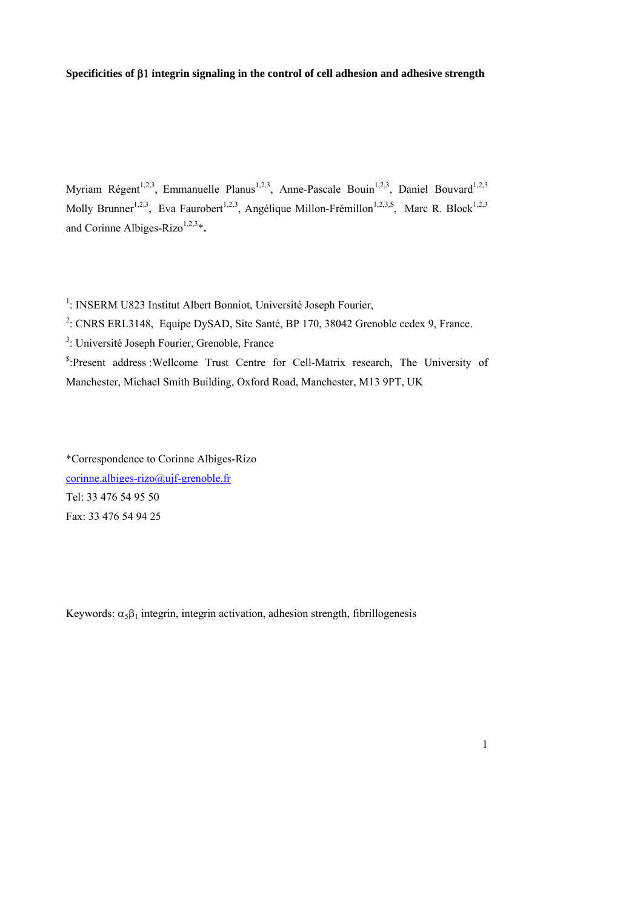**Specificities of β1 integrin signaling in the control of cell adhesion and adhesive strength**

Myriam Régent[1,2,3], Emmanuelle Planus[1,2,3], Anne-Pascale Bouin[1,2,3], Daniel Bouvard[1,2,3] Molly Brunner[1,2,3], Eva Faurobert[1,2,3], Angélique Millon-Frémillon[1,2,3,$], Marc R. Block[1,2,3] and Corinne Albiges-Rizo[1,2,3]*.

[1]: INSERM U823 Institut Albert Bonniot, Université Joseph Fourier,

[2]: CNRS ERL3148, Equipe DySAD, Site Santé, BP 170, 38042 Grenoble cedex 9, France.

[3]: Université Joseph Fourier, Grenoble, France

[$]:Present address :Wellcome Trust Centre for Cell-Matrix research, The University of Manchester, Michael Smith Building, Oxford Road, Manchester, M13 9PT, UK

*Correspondence to Corinne Albiges-Rizo
corinne.albiges-rizo@ujf-grenoble.fr
Tel: 33 476 54 95 50
Fax: 33 476 54 94 25

Keywords: $\alpha_5\beta_1$ integrin, integrin activation, adhesion strength, fibrillogenesis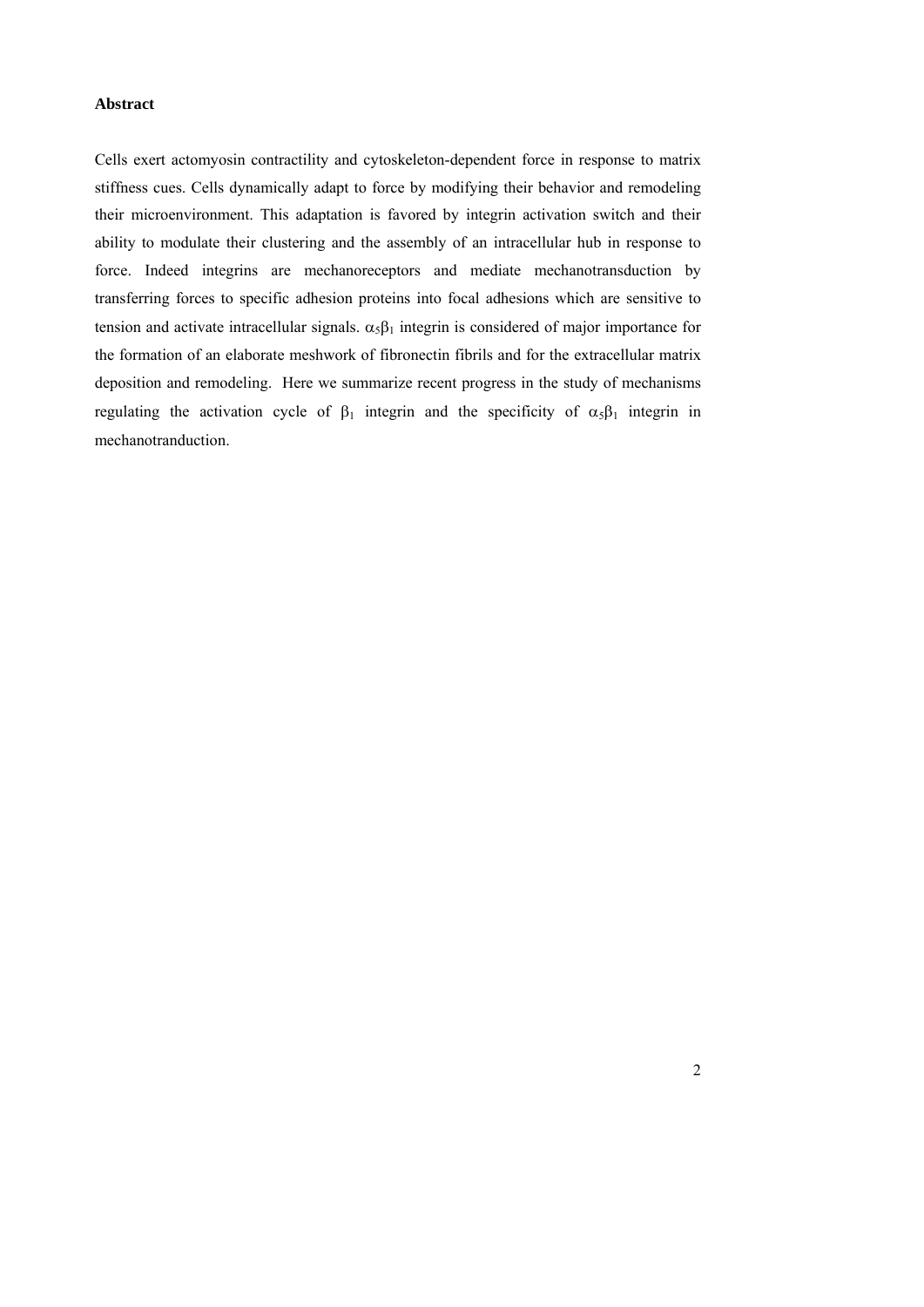**Abstract**

Cells exert actomyosin contractility and cytoskeleton-dependent force in response to matrix stiffness cues. Cells dynamically adapt to force by modifying their behavior and remodeling their microenvironment. This adaptation is favored by integrin activation switch and their ability to modulate their clustering and the assembly of an intracellular hub in response to force. Indeed integrins are mechanoreceptors and mediate mechanotransduction by transferring forces to specific adhesion proteins into focal adhesions which are sensitive to tension and activate intracellular signals. $\alpha_5\beta_1$ integrin is considered of major importance for the formation of an elaborate meshwork of fibronectin fibrils and for the extracellular matrix deposition and remodeling. Here we summarize recent progress in the study of mechanisms regulating the activation cycle of $\beta_1$ integrin and the specificity of $\alpha_5\beta_1$ integrin in mechanotranduction.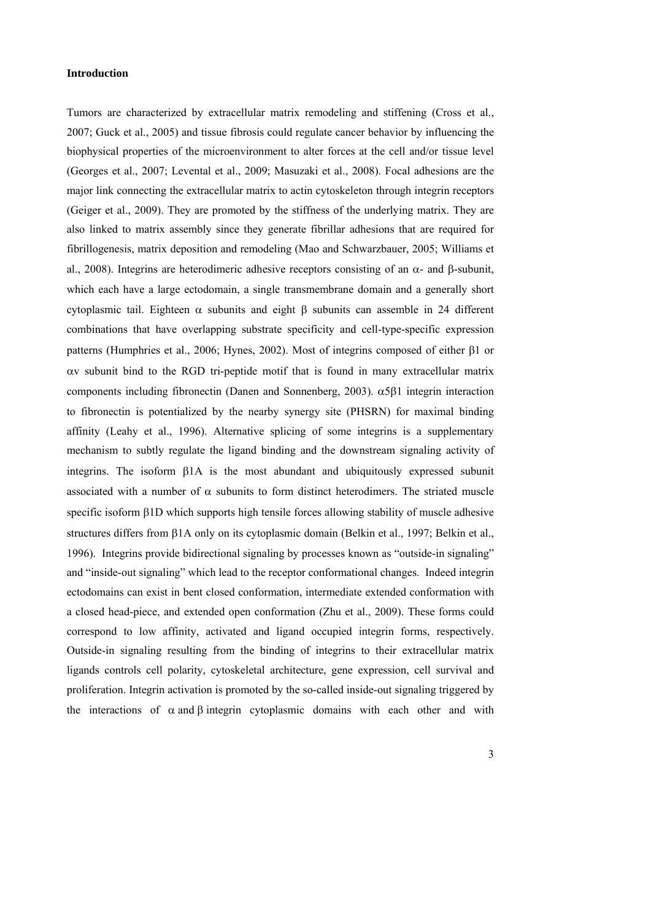**Introduction**

Tumors are characterized by extracellular matrix remodeling and stiffening (Cross et al., 2007; Guck et al., 2005) and tissue fibrosis could regulate cancer behavior by influencing the biophysical properties of the microenvironment to alter forces at the cell and/or tissue level (Georges et al., 2007; Levental et al., 2009; Masuzaki et al., 2008). Focal adhesions are the major link connecting the extracellular matrix to actin cytoskeleton through integrin receptors (Geiger et al., 2009). They are promoted by the stiffness of the underlying matrix. They are also linked to matrix assembly since they generate fibrillar adhesions that are required for fibrillogenesis, matrix deposition and remodeling (Mao and Schwarzbauer, 2005; Williams et al., 2008). Integrins are heterodimeric adhesive receptors consisting of an $\alpha$- and $\beta$-subunit, which each have a large ectodomain, a single transmembrane domain and a generally short cytoplasmic tail. Eighteen $\alpha$ subunits and eight $\beta$ subunits can assemble in 24 different combinations that have overlapping substrate specificity and cell-type-specific expression patterns (Humphries et al., 2006; Hynes, 2002). Most of integrins composed of either $\beta$1 or $\alpha$v subunit bind to the RGD tri-peptide motif that is found in many extracellular matrix components including fibronectin (Danen and Sonnenberg, 2003). $\alpha5\beta1$ integrin interaction to fibronectin is potentialized by the nearby synergy site (PHSRN) for maximal binding affinity (Leahy et al., 1996). Alternative splicing of some integrins is a supplementary mechanism to subtly regulate the ligand binding and the downstream signaling activity of integrins. The isoform $\beta$1A is the most abundant and ubiquitously expressed subunit associated with a number of $\alpha$ subunits to form distinct heterodimers. The striated muscle specific isoform $\beta$1D which supports high tensile forces allowing stability of muscle adhesive structures differs from $\beta$1A only on its cytoplasmic domain (Belkin et al., 1997; Belkin et al., 1996). Integrins provide bidirectional signaling by processes known as "outside-in signaling" and "inside-out signaling" which lead to the receptor conformational changes. Indeed integrin ectodomains can exist in bent closed conformation, intermediate extended conformation with a closed head-piece, and extended open conformation (Zhu et al., 2009). These forms could correspond to low affinity, activated and ligand occupied integrin forms, respectively. Outside-in signaling resulting from the binding of integrins to their extracellular matrix ligands controls cell polarity, cytoskeletal architecture, gene expression, cell survival and proliferation. Integrin activation is promoted by the so-called inside-out signaling triggered by the interactions of $\alpha$ and $\beta$ integrin cytoplasmic domains with each other and with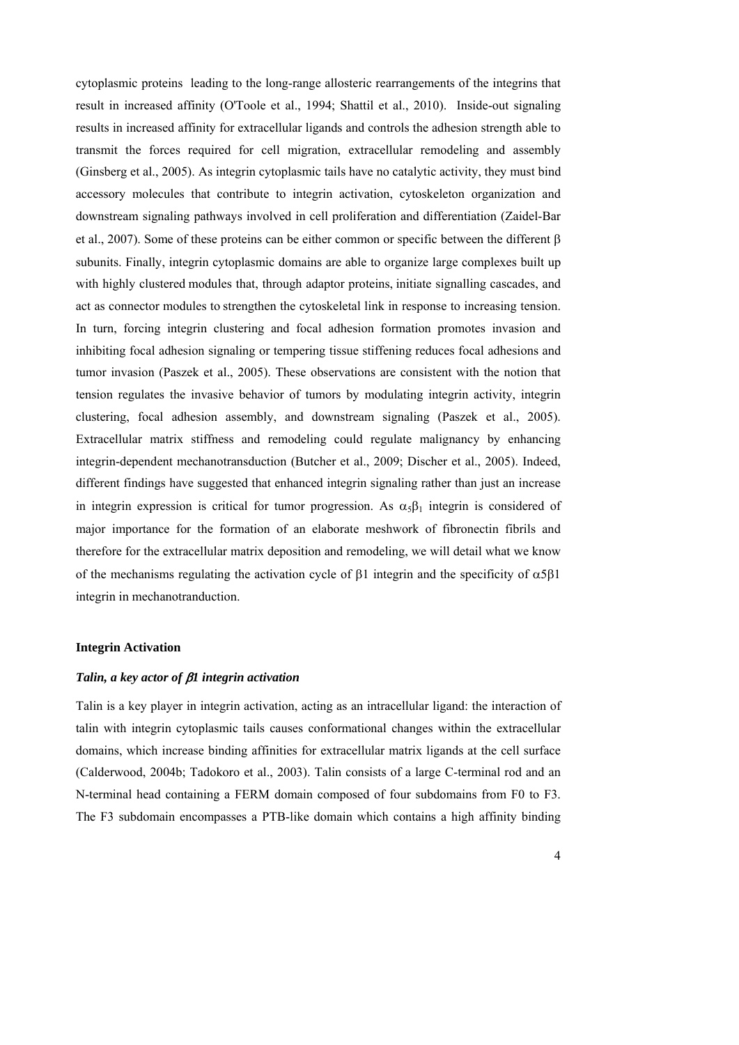cytoplasmic proteins leading to the long-range allosteric rearrangements of the integrins that result in increased affinity (O'Toole et al., 1994; Shattil et al., 2010). Inside-out signaling results in increased affinity for extracellular ligands and controls the adhesion strength able to transmit the forces required for cell migration, extracellular remodeling and assembly (Ginsberg et al., 2005). As integrin cytoplasmic tails have no catalytic activity, they must bind accessory molecules that contribute to integrin activation, cytoskeleton organization and downstream signaling pathways involved in cell proliferation and differentiation (Zaidel-Bar et al., 2007). Some of these proteins can be either common or specific between the different β subunits. Finally, integrin cytoplasmic domains are able to organize large complexes built up with highly clustered modules that, through adaptor proteins, initiate signalling cascades, and act as connector modules to strengthen the cytoskeletal link in response to increasing tension. In turn, forcing integrin clustering and focal adhesion formation promotes invasion and inhibiting focal adhesion signaling or tempering tissue stiffening reduces focal adhesions and tumor invasion (Paszek et al., 2005). These observations are consistent with the notion that tension regulates the invasive behavior of tumors by modulating integrin activity, integrin clustering, focal adhesion assembly, and downstream signaling (Paszek et al., 2005). Extracellular matrix stiffness and remodeling could regulate malignancy by enhancing integrin-dependent mechanotransduction (Butcher et al., 2009; Discher et al., 2005). Indeed, different findings have suggested that enhanced integrin signaling rather than just an increase in integrin expression is critical for tumor progression. As $\alpha_5\beta_1$ integrin is considered of major importance for the formation of an elaborate meshwork of fibronectin fibrils and therefore for the extracellular matrix deposition and remodeling, we will detail what we know of the mechanisms regulating the activation cycle of β1 integrin and the specificity of α5β1 integrin in mechanotranduction.

## Integrin Activation

### *Talin, a key actor of β1 integrin activation*

Talin is a key player in integrin activation, acting as an intracellular ligand: the interaction of talin with integrin cytoplasmic tails causes conformational changes within the extracellular domains, which increase binding affinities for extracellular matrix ligands at the cell surface (Calderwood, 2004b; Tadokoro et al., 2003). Talin consists of a large C-terminal rod and an N-terminal head containing a FERM domain composed of four subdomains from F0 to F3. The F3 subdomain encompasses a PTB-like domain which contains a high affinity binding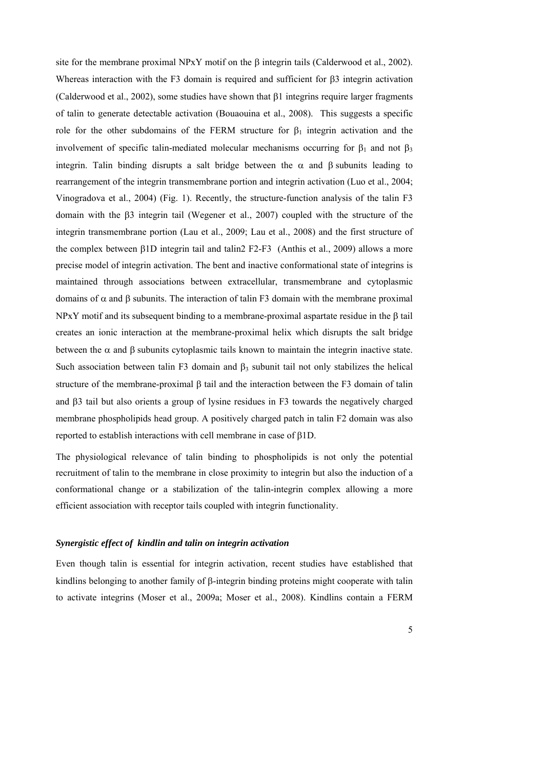site for the membrane proximal NPxY motif on the β integrin tails (Calderwood et al., 2002). Whereas interaction with the F3 domain is required and sufficient for β3 integrin activation (Calderwood et al., 2002), some studies have shown that β1 integrins require larger fragments of talin to generate detectable activation (Bouaouina et al., 2008). This suggests a specific role for the other subdomains of the FERM structure for $\beta_1$ integrin activation and the involvement of specific talin-mediated molecular mechanisms occurring for $\beta_1$ and not $\beta_3$ integrin. Talin binding disrupts a salt bridge between the α and β subunits leading to rearrangement of the integrin transmembrane portion and integrin activation (Luo et al., 2004; Vinogradova et al., 2004) (Fig. 1). Recently, the structure-function analysis of the talin F3 domain with the β3 integrin tail (Wegener et al., 2007) coupled with the structure of the integrin transmembrane portion (Lau et al., 2009; Lau et al., 2008) and the first structure of the complex between β1D integrin tail and talin2 F2-F3 (Anthis et al., 2009) allows a more precise model of integrin activation. The bent and inactive conformational state of integrins is maintained through associations between extracellular, transmembrane and cytoplasmic domains of α and β subunits. The interaction of talin F3 domain with the membrane proximal NPxY motif and its subsequent binding to a membrane-proximal aspartate residue in the β tail creates an ionic interaction at the membrane-proximal helix which disrupts the salt bridge between the α and β subunits cytoplasmic tails known to maintain the integrin inactive state. Such association between talin F3 domain and $\beta_3$ subunit tail not only stabilizes the helical structure of the membrane-proximal β tail and the interaction between the F3 domain of talin and β3 tail but also orients a group of lysine residues in F3 towards the negatively charged membrane phospholipids head group. A positively charged patch in talin F2 domain was also reported to establish interactions with cell membrane in case of β1D.

The physiological relevance of talin binding to phospholipids is not only the potential recruitment of talin to the membrane in close proximity to integrin but also the induction of a conformational change or a stabilization of the talin-integrin complex allowing a more efficient association with receptor tails coupled with integrin functionality.

### *Synergistic effect of kindlin and talin on integrin activation*

Even though talin is essential for integrin activation, recent studies have established that kindlins belonging to another family of β-integrin binding proteins might cooperate with talin to activate integrins (Moser et al., 2009a; Moser et al., 2008). Kindlins contain a FERM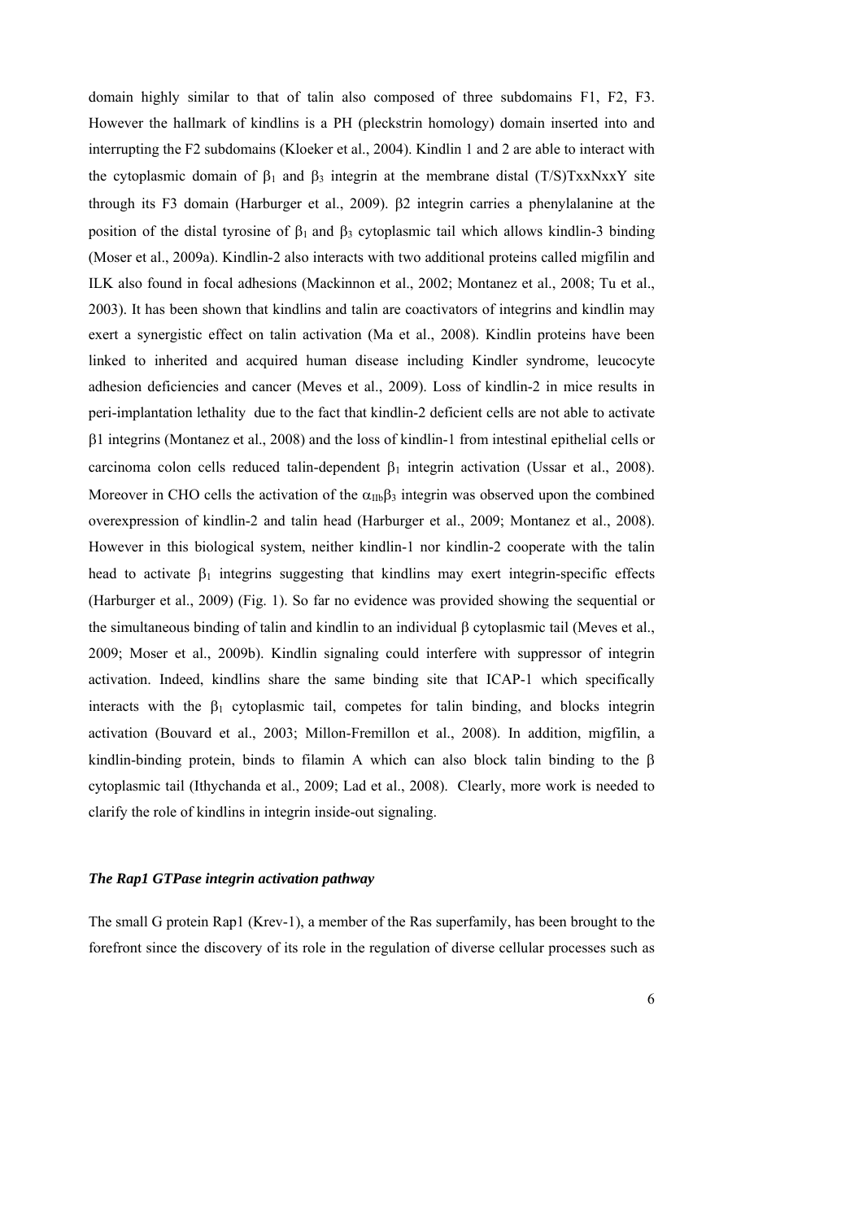domain highly similar to that of talin also composed of three subdomains F1, F2, F3. However the hallmark of kindlins is a PH (pleckstrin homology) domain inserted into and interrupting the F2 subdomains (Kloeker et al., 2004). Kindlin 1 and 2 are able to interact with the cytoplasmic domain of $\beta_1$ and $\beta_3$ integrin at the membrane distal (T/S)TxxNxxY site through its F3 domain (Harburger et al., 2009). β2 integrin carries a phenylalanine at the position of the distal tyrosine of $\beta_1$ and $\beta_3$ cytoplasmic tail which allows kindlin-3 binding (Moser et al., 2009a). Kindlin-2 also interacts with two additional proteins called migfilin and ILK also found in focal adhesions (Mackinnon et al., 2002; Montanez et al., 2008; Tu et al., 2003). It has been shown that kindlins and talin are coactivators of integrins and kindlin may exert a synergistic effect on talin activation (Ma et al., 2008). Kindlin proteins have been linked to inherited and acquired human disease including Kindler syndrome, leucocyte adhesion deficiencies and cancer (Meves et al., 2009). Loss of kindlin-2 in mice results in peri-implantation lethality due to the fact that kindlin-2 deficient cells are not able to activate β1 integrins (Montanez et al., 2008) and the loss of kindlin-1 from intestinal epithelial cells or carcinoma colon cells reduced talin-dependent $\beta_1$ integrin activation (Ussar et al., 2008). Moreover in CHO cells the activation of the $\alpha_{IIb}\beta_3$ integrin was observed upon the combined overexpression of kindlin-2 and talin head (Harburger et al., 2009; Montanez et al., 2008). However in this biological system, neither kindlin-1 nor kindlin-2 cooperate with the talin head to activate $\beta_1$ integrins suggesting that kindlins may exert integrin-specific effects (Harburger et al., 2009) (Fig. 1). So far no evidence was provided showing the sequential or the simultaneous binding of talin and kindlin to an individual β cytoplasmic tail (Meves et al., 2009; Moser et al., 2009b). Kindlin signaling could interfere with suppressor of integrin activation. Indeed, kindlins share the same binding site that ICAP-1 which specifically interacts with the $\beta_1$ cytoplasmic tail, competes for talin binding, and blocks integrin activation (Bouvard et al., 2003; Millon-Fremillon et al., 2008). In addition, migfilin, a kindlin-binding protein, binds to filamin A which can also block talin binding to the β cytoplasmic tail (Ithychanda et al., 2009; Lad et al., 2008). Clearly, more work is needed to clarify the role of kindlins in integrin inside-out signaling.

### *The Rap1 GTPase integrin activation pathway*

The small G protein Rap1 (Krev-1), a member of the Ras superfamily, has been brought to the forefront since the discovery of its role in the regulation of diverse cellular processes such as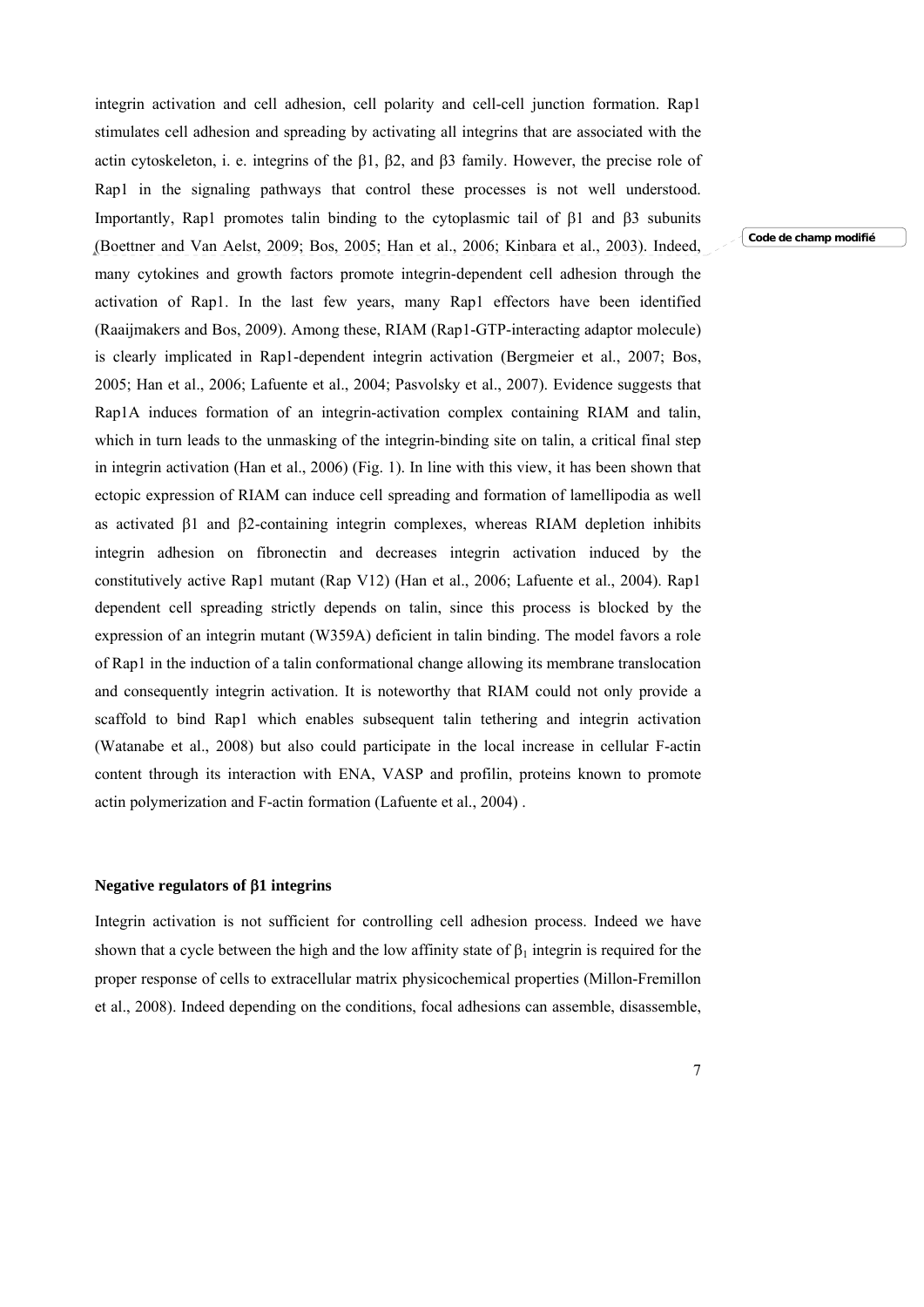integrin activation and cell adhesion, cell polarity and cell-cell junction formation. Rap1 stimulates cell adhesion and spreading by activating all integrins that are associated with the actin cytoskeleton, i. e. integrins of the β1, β2, and β3 family. However, the precise role of Rap1 in the signaling pathways that control these processes is not well understood. Importantly, Rap1 promotes talin binding to the cytoplasmic tail of β1 and β3 subunits (Boettner and Van Aelst, 2009; Bos, 2005; Han et al., 2006; Kinbara et al., 2003). Indeed, many cytokines and growth factors promote integrin-dependent cell adhesion through the activation of Rap1. In the last few years, many Rap1 effectors have been identified (Raaijmakers and Bos, 2009). Among these, RIAM (Rap1-GTP-interacting adaptor molecule) is clearly implicated in Rap1-dependent integrin activation (Bergmeier et al., 2007; Bos, 2005; Han et al., 2006; Lafuente et al., 2004; Pasvolsky et al., 2007). Evidence suggests that Rap1A induces formation of an integrin-activation complex containing RIAM and talin, which in turn leads to the unmasking of the integrin-binding site on talin, a critical final step in integrin activation (Han et al., 2006) (Fig. 1). In line with this view, it has been shown that ectopic expression of RIAM can induce cell spreading and formation of lamellipodia as well as activated β1 and β2-containing integrin complexes, whereas RIAM depletion inhibits integrin adhesion on fibronectin and decreases integrin activation induced by the constitutively active Rap1 mutant (Rap V12) (Han et al., 2006; Lafuente et al., 2004). Rap1 dependent cell spreading strictly depends on talin, since this process is blocked by the expression of an integrin mutant (W359A) deficient in talin binding. The model favors a role of Rap1 in the induction of a talin conformational change allowing its membrane translocation and consequently integrin activation. It is noteworthy that RIAM could not only provide a scaffold to bind Rap1 which enables subsequent talin tethering and integrin activation (Watanabe et al., 2008) but also could participate in the local increase in cellular F-actin content through its interaction with ENA, VASP and profilin, proteins known to promote actin polymerization and F-actin formation (Lafuente et al., 2004) .

**Negative regulators of β1 integrins**

Integrin activation is not sufficient for controlling cell adhesion process. Indeed we have shown that a cycle between the high and the low affinity state of $\beta_1$ integrin is required for the proper response of cells to extracellular matrix physicochemical properties (Millon-Fremillon et al., 2008). Indeed depending on the conditions, focal adhesions can assemble, disassemble,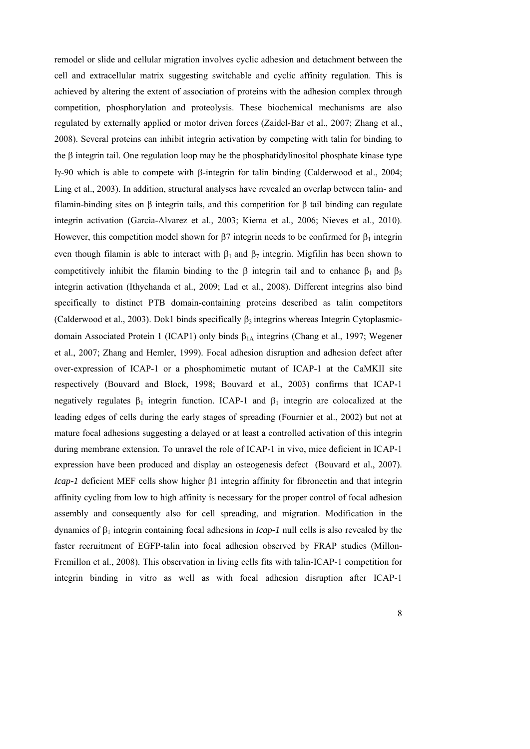remodel or slide and cellular migration involves cyclic adhesion and detachment between the cell and extracellular matrix suggesting switchable and cyclic affinity regulation. This is achieved by altering the extent of association of proteins with the adhesion complex through competition, phosphorylation and proteolysis. These biochemical mechanisms are also regulated by externally applied or motor driven forces (Zaidel-Bar et al., 2007; Zhang et al., 2008). Several proteins can inhibit integrin activation by competing with talin for binding to the β integrin tail. One regulation loop may be the phosphatidylinositol phosphate kinase type Iγ-90 which is able to compete with β-integrin for talin binding (Calderwood et al., 2004; Ling et al., 2003). In addition, structural analyses have revealed an overlap between talin- and filamin-binding sites on β integrin tails, and this competition for β tail binding can regulate integrin activation (Garcia-Alvarez et al., 2003; Kiema et al., 2006; Nieves et al., 2010). However, this competition model shown for β7 integrin needs to be confirmed for $\beta_1$ integrin even though filamin is able to interact with $\beta_1$ and $\beta_7$ integrin. Migfilin has been shown to competitively inhibit the filamin binding to the β integrin tail and to enhance $\beta_1$ and $\beta_3$ integrin activation (Ithychanda et al., 2009; Lad et al., 2008). Different integrins also bind specifically to distinct PTB domain-containing proteins described as talin competitors (Calderwood et al., 2003). Dok1 binds specifically $\beta_3$ integrins whereas Integrin Cytoplasmic-domain Associated Protein 1 (ICAP1) only binds $\beta_{1A}$ integrins (Chang et al., 1997; Wegener et al., 2007; Zhang and Hemler, 1999). Focal adhesion disruption and adhesion defect after over-expression of ICAP-1 or a phosphomimetic mutant of ICAP-1 at the CaMKII site respectively (Bouvard and Block, 1998; Bouvard et al., 2003) confirms that ICAP-1 negatively regulates $\beta_1$ integrin function. ICAP-1 and $\beta_1$ integrin are colocalized at the leading edges of cells during the early stages of spreading (Fournier et al., 2002) but not at mature focal adhesions suggesting a delayed or at least a controlled activation of this integrin during membrane extension. To unravel the role of ICAP-1 in vivo, mice deficient in ICAP-1 expression have been produced and display an osteogenesis defect (Bouvard et al., 2007). *Icap-1* deficient MEF cells show higher β1 integrin affinity for fibronectin and that integrin affinity cycling from low to high affinity is necessary for the proper control of focal adhesion assembly and consequently also for cell spreading, and migration. Modification in the dynamics of $\beta_1$ integrin containing focal adhesions in *Icap-1* null cells is also revealed by the faster recruitment of EGFP-talin into focal adhesion observed by FRAP studies (Millon-Fremillon et al., 2008). This observation in living cells fits with talin-ICAP-1 competition for integrin binding in vitro as well as with focal adhesion disruption after ICAP-1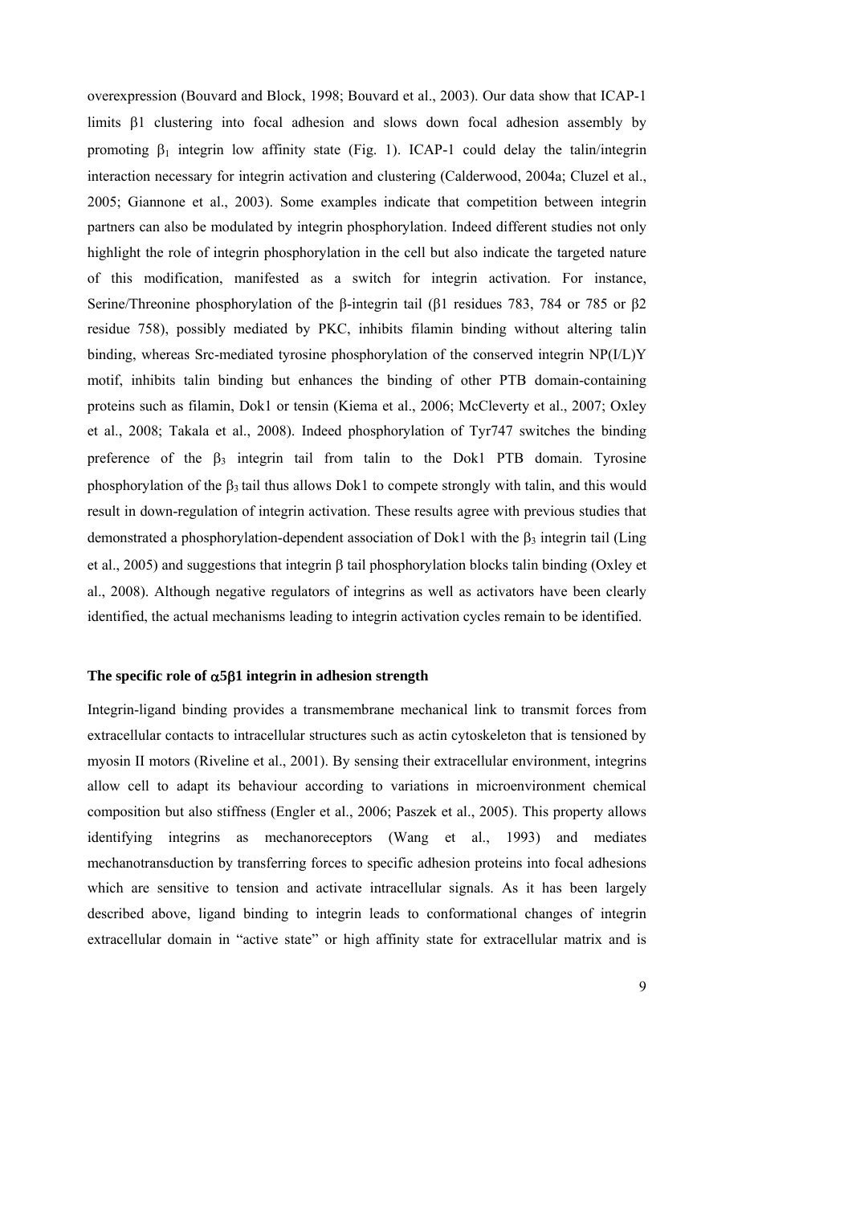overexpression (Bouvard and Block, 1998; Bouvard et al., 2003). Our data show that ICAP-1 limits β1 clustering into focal adhesion and slows down focal adhesion assembly by promoting $\beta_1$ integrin low affinity state (Fig. 1). ICAP-1 could delay the talin/integrin interaction necessary for integrin activation and clustering (Calderwood, 2004a; Cluzel et al., 2005; Giannone et al., 2003). Some examples indicate that competition between integrin partners can also be modulated by integrin phosphorylation. Indeed different studies not only highlight the role of integrin phosphorylation in the cell but also indicate the targeted nature of this modification, manifested as a switch for integrin activation. For instance, Serine/Threonine phosphorylation of the β-integrin tail (β1 residues 783, 784 or 785 or β2 residue 758), possibly mediated by PKC, inhibits filamin binding without altering talin binding, whereas Src-mediated tyrosine phosphorylation of the conserved integrin NP(I/L)Y motif, inhibits talin binding but enhances the binding of other PTB domain-containing proteins such as filamin, Dok1 or tensin (Kiema et al., 2006; McCleverty et al., 2007; Oxley et al., 2008; Takala et al., 2008). Indeed phosphorylation of Tyr747 switches the binding preference of the $\beta_3$ integrin tail from talin to the Dok1 PTB domain. Tyrosine phosphorylation of the $\beta_3$ tail thus allows Dok1 to compete strongly with talin, and this would result in down-regulation of integrin activation. These results agree with previous studies that demonstrated a phosphorylation-dependent association of Dok1 with the $\beta_3$ integrin tail (Ling et al., 2005) and suggestions that integrin β tail phosphorylation blocks talin binding (Oxley et al., 2008). Although negative regulators of integrins as well as activators have been clearly identified, the actual mechanisms leading to integrin activation cycles remain to be identified.

**The specific role of α5β1 integrin in adhesion strength**

Integrin-ligand binding provides a transmembrane mechanical link to transmit forces from extracellular contacts to intracellular structures such as actin cytoskeleton that is tensioned by myosin II motors (Riveline et al., 2001). By sensing their extracellular environment, integrins allow cell to adapt its behaviour according to variations in microenvironment chemical composition but also stiffness (Engler et al., 2006; Paszek et al., 2005). This property allows identifying integrins as mechanoreceptors (Wang et al., 1993) and mediates mechanotransduction by transferring forces to specific adhesion proteins into focal adhesions which are sensitive to tension and activate intracellular signals. As it has been largely described above, ligand binding to integrin leads to conformational changes of integrin extracellular domain in "active state" or high affinity state for extracellular matrix and is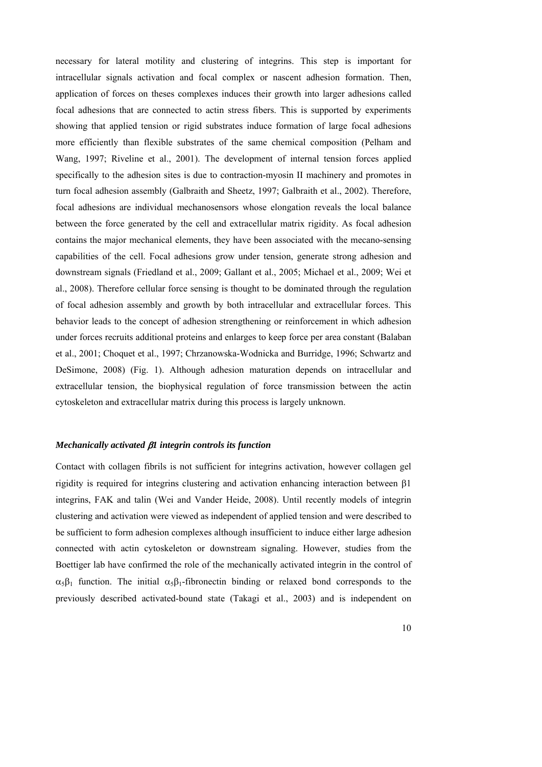necessary for lateral motility and clustering of integrins. This step is important for intracellular signals activation and focal complex or nascent adhesion formation. Then, application of forces on theses complexes induces their growth into larger adhesions called focal adhesions that are connected to actin stress fibers. This is supported by experiments showing that applied tension or rigid substrates induce formation of large focal adhesions more efficiently than flexible substrates of the same chemical composition (Pelham and Wang, 1997; Riveline et al., 2001). The development of internal tension forces applied specifically to the adhesion sites is due to contraction-myosin II machinery and promotes in turn focal adhesion assembly (Galbraith and Sheetz, 1997; Galbraith et al., 2002). Therefore, focal adhesions are individual mechanosensors whose elongation reveals the local balance between the force generated by the cell and extracellular matrix rigidity. As focal adhesion contains the major mechanical elements, they have been associated with the mecano-sensing capabilities of the cell. Focal adhesions grow under tension, generate strong adhesion and downstream signals (Friedland et al., 2009; Gallant et al., 2005; Michael et al., 2009; Wei et al., 2008). Therefore cellular force sensing is thought to be dominated through the regulation of focal adhesion assembly and growth by both intracellular and extracellular forces. This behavior leads to the concept of adhesion strengthening or reinforcement in which adhesion under forces recruits additional proteins and enlarges to keep force per area constant (Balaban et al., 2001; Choquet et al., 1997; Chrzanowska-Wodnicka and Burridge, 1996; Schwartz and DeSimone, 2008) (Fig. 1). Although adhesion maturation depends on intracellular and extracellular tension, the biophysical regulation of force transmission between the actin cytoskeleton and extracellular matrix during this process is largely unknown.

### *Mechanically activated β1 integrin controls its function*

Contact with collagen fibrils is not sufficient for integrins activation, however collagen gel rigidity is required for integrins clustering and activation enhancing interaction between β1 integrins, FAK and talin (Wei and Vander Heide, 2008). Until recently models of integrin clustering and activation were viewed as independent of applied tension and were described to be sufficient to form adhesion complexes although insufficient to induce either large adhesion connected with actin cytoskeleton or downstream signaling. However, studies from the Boettiger lab have confirmed the role of the mechanically activated integrin in the control of $\alpha_5\beta_1$ function. The initial $\alpha_5\beta_1$-fibronectin binding or relaxed bond corresponds to the previously described activated-bound state (Takagi et al., 2003) and is independent on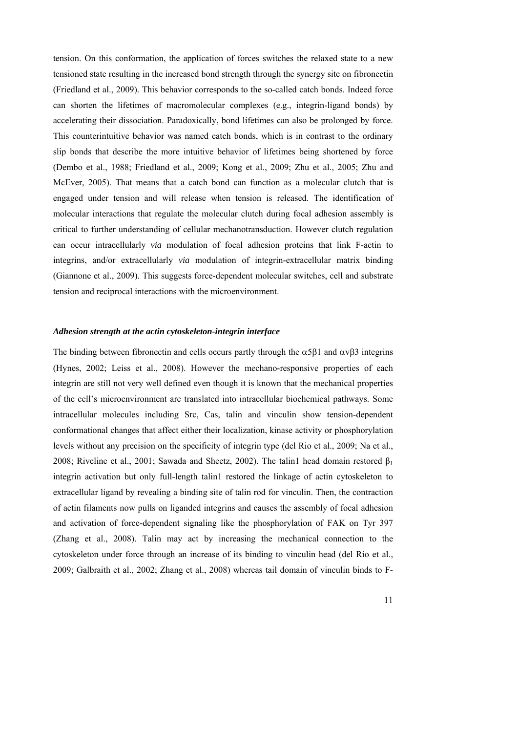tension. On this conformation, the application of forces switches the relaxed state to a new tensioned state resulting in the increased bond strength through the synergy site on fibronectin (Friedland et al., 2009). This behavior corresponds to the so-called catch bonds. Indeed force can shorten the lifetimes of macromolecular complexes (e.g., integrin-ligand bonds) by accelerating their dissociation. Paradoxically, bond lifetimes can also be prolonged by force. This counterintuitive behavior was named catch bonds, which is in contrast to the ordinary slip bonds that describe the more intuitive behavior of lifetimes being shortened by force (Dembo et al., 1988; Friedland et al., 2009; Kong et al., 2009; Zhu et al., 2005; Zhu and McEver, 2005). That means that a catch bond can function as a molecular clutch that is engaged under tension and will release when tension is released. The identification of molecular interactions that regulate the molecular clutch during focal adhesion assembly is critical to further understanding of cellular mechanotransduction. However clutch regulation can occur intracellularly *via* modulation of focal adhesion proteins that link F-actin to integrins, and/or extracellularly *via* modulation of integrin-extracellular matrix binding (Giannone et al., 2009). This suggests force-dependent molecular switches, cell and substrate tension and reciprocal interactions with the microenvironment.

### *Adhesion strength at the actin cytoskeleton-integrin interface*

The binding between fibronectin and cells occurs partly through the $\alpha 5\beta 1$ and $\alpha v\beta 3$ integrins (Hynes, 2002; Leiss et al., 2008). However the mechano-responsive properties of each integrin are still not very well defined even though it is known that the mechanical properties of the cell's microenvironment are translated into intracellular biochemical pathways. Some intracellular molecules including Src, Cas, talin and vinculin show tension-dependent conformational changes that affect either their localization, kinase activity or phosphorylation levels without any precision on the specificity of integrin type (del Rio et al., 2009; Na et al., 2008; Riveline et al., 2001; Sawada and Sheetz, 2002). The talin1 head domain restored $\beta_1$ integrin activation but only full-length talin1 restored the linkage of actin cytoskeleton to extracellular ligand by revealing a binding site of talin rod for vinculin. Then, the contraction of actin filaments now pulls on liganded integrins and causes the assembly of focal adhesion and activation of force-dependent signaling like the phosphorylation of FAK on Tyr 397 (Zhang et al., 2008). Talin may act by increasing the mechanical connection to the cytoskeleton under force through an increase of its binding to vinculin head (del Rio et al., 2009; Galbraith et al., 2002; Zhang et al., 2008) whereas tail domain of vinculin binds to F-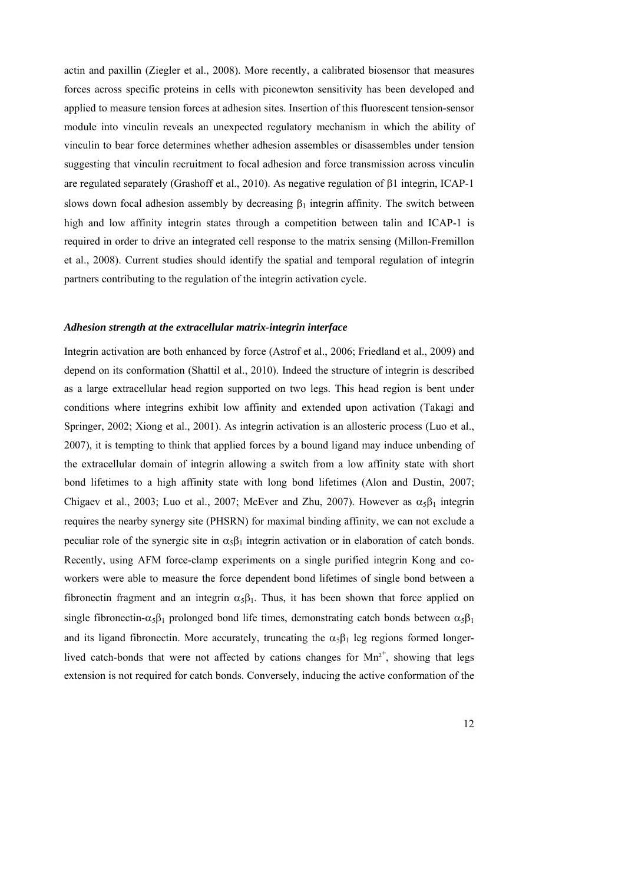actin and paxillin (Ziegler et al., 2008). More recently, a calibrated biosensor that measures forces across specific proteins in cells with piconewton sensitivity has been developed and applied to measure tension forces at adhesion sites. Insertion of this fluorescent tension-sensor module into vinculin reveals an unexpected regulatory mechanism in which the ability of vinculin to bear force determines whether adhesion assembles or disassembles under tension suggesting that vinculin recruitment to focal adhesion and force transmission across vinculin are regulated separately (Grashoff et al., 2010). As negative regulation of β1 integrin, ICAP-1 slows down focal adhesion assembly by decreasing $\beta_1$ integrin affinity. The switch between high and low affinity integrin states through a competition between talin and ICAP-1 is required in order to drive an integrated cell response to the matrix sensing (Millon-Fremillon et al., 2008). Current studies should identify the spatial and temporal regulation of integrin partners contributing to the regulation of the integrin activation cycle.

### *Adhesion strength at the extracellular matrix-integrin interface*

Integrin activation are both enhanced by force (Astrof et al., 2006; Friedland et al., 2009) and depend on its conformation (Shattil et al., 2010). Indeed the structure of integrin is described as a large extracellular head region supported on two legs. This head region is bent under conditions where integrins exhibit low affinity and extended upon activation (Takagi and Springer, 2002; Xiong et al., 2001). As integrin activation is an allosteric process (Luo et al., 2007), it is tempting to think that applied forces by a bound ligand may induce unbending of the extracellular domain of integrin allowing a switch from a low affinity state with short bond lifetimes to a high affinity state with long bond lifetimes (Alon and Dustin, 2007; Chigaev et al., 2003; Luo et al., 2007; McEver and Zhu, 2007). However as $\alpha_5\beta_1$ integrin requires the nearby synergy site (PHSRN) for maximal binding affinity, we can not exclude a peculiar role of the synergic site in $\alpha_5\beta_1$ integrin activation or in elaboration of catch bonds. Recently, using AFM force-clamp experiments on a single purified integrin Kong and co-workers were able to measure the force dependent bond lifetimes of single bond between a fibronectin fragment and an integrin $\alpha_5\beta_1$. Thus, it has been shown that force applied on single fibronectin-$\alpha_5\beta_1$ prolonged bond life times, demonstrating catch bonds between $\alpha_5\beta_1$ and its ligand fibronectin. More accurately, truncating the $\alpha_5\beta_1$ leg regions formed longer-lived catch-bonds that were not affected by cations changes for $Mn^{2+}$, showing that legs extension is not required for catch bonds. Conversely, inducing the active conformation of the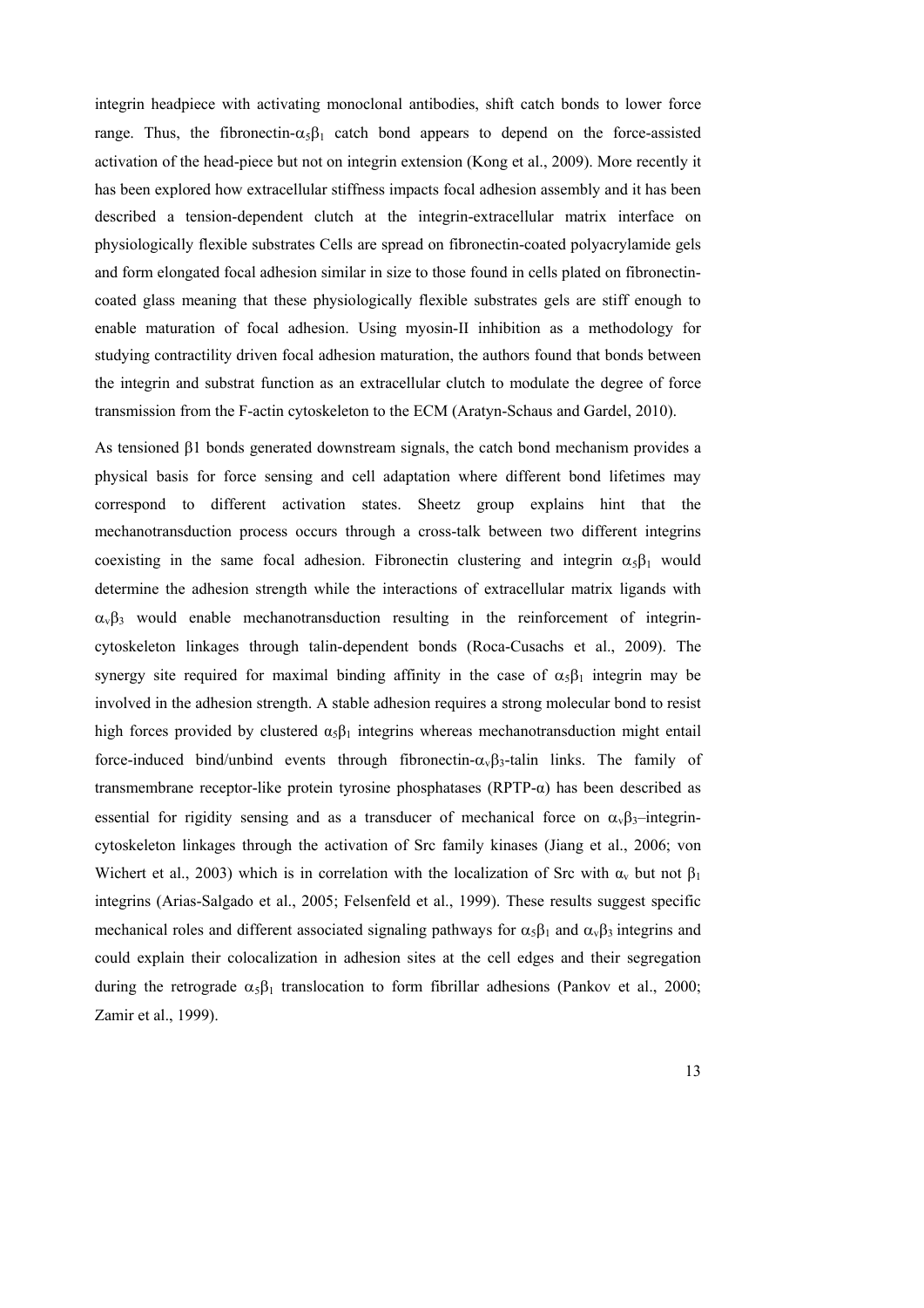integrin headpiece with activating monoclonal antibodies, shift catch bonds to lower force range. Thus, the fibronectin-$\alpha_5\beta_1$ catch bond appears to depend on the force-assisted activation of the head-piece but not on integrin extension (Kong et al., 2009). More recently it has been explored how extracellular stiffness impacts focal adhesion assembly and it has been described a tension-dependent clutch at the integrin-extracellular matrix interface on physiologically flexible substrates Cells are spread on fibronectin-coated polyacrylamide gels and form elongated focal adhesion similar in size to those found in cells plated on fibronectin-coated glass meaning that these physiologically flexible substrates gels are stiff enough to enable maturation of focal adhesion. Using myosin-II inhibition as a methodology for studying contractility driven focal adhesion maturation, the authors found that bonds between the integrin and substrat function as an extracellular clutch to modulate the degree of force transmission from the F-actin cytoskeleton to the ECM (Aratyn-Schaus and Gardel, 2010).

As tensioned $\beta 1$ bonds generated downstream signals, the catch bond mechanism provides a physical basis for force sensing and cell adaptation where different bond lifetimes may correspond to different activation states. Sheetz group explains hint that the mechanotransduction process occurs through a cross-talk between two different integrins coexisting in the same focal adhesion. Fibronectin clustering and integrin $\alpha_5\beta_1$ would determine the adhesion strength while the interactions of extracellular matrix ligands with $\alpha_v\beta_3$ would enable mechanotransduction resulting in the reinforcement of integrin-cytoskeleton linkages through talin-dependent bonds (Roca-Cusachs et al., 2009). The synergy site required for maximal binding affinity in the case of $\alpha_5\beta_1$ integrin may be involved in the adhesion strength. A stable adhesion requires a strong molecular bond to resist high forces provided by clustered $\alpha_5\beta_1$ integrins whereas mechanotransduction might entail force-induced bind/unbind events through fibronectin-$\alpha_v\beta_3$-talin links. The family of transmembrane receptor-like protein tyrosine phosphatases (RPTP-$\alpha$) has been described as essential for rigidity sensing and as a transducer of mechanical force on $\alpha_v\beta_3$–integrin-cytoskeleton linkages through the activation of Src family kinases (Jiang et al., 2006; von Wichert et al., 2003) which is in correlation with the localization of Src with $\alpha_v$ but not $\beta_1$ integrins (Arias-Salgado et al., 2005; Felsenfeld et al., 1999). These results suggest specific mechanical roles and different associated signaling pathways for $\alpha_5\beta_1$ and $\alpha_v\beta_3$ integrins and could explain their colocalization in adhesion sites at the cell edges and their segregation during the retrograde $\alpha_5\beta_1$ translocation to form fibrillar adhesions (Pankov et al., 2000; Zamir et al., 1999).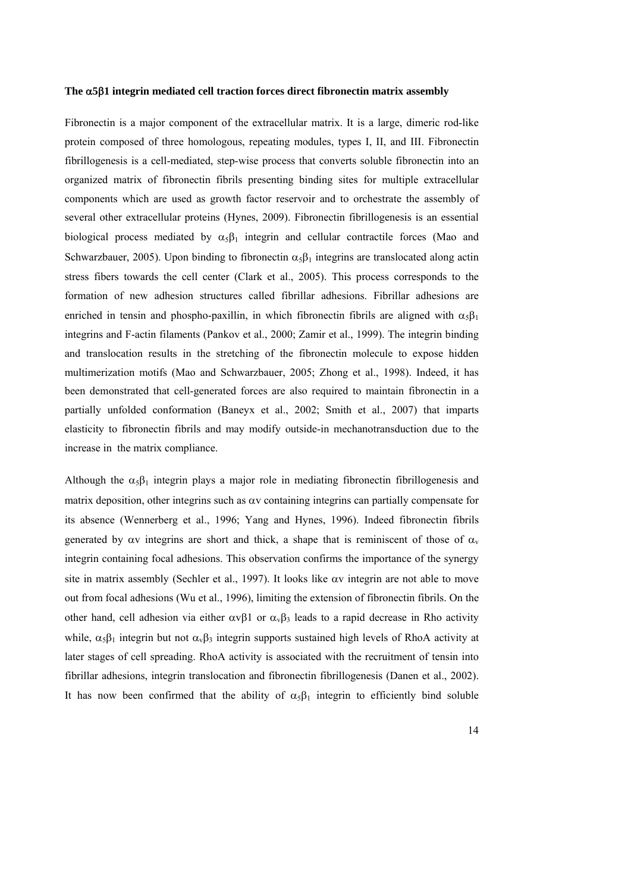**The $\alpha 5\beta 1$ integrin mediated cell traction forces direct fibronectin matrix assembly**

Fibronectin is a major component of the extracellular matrix. It is a large, dimeric rod-like protein composed of three homologous, repeating modules, types I, II, and III. Fibronectin fibrillogenesis is a cell-mediated, step-wise process that converts soluble fibronectin into an organized matrix of fibronectin fibrils presenting binding sites for multiple extracellular components which are used as growth factor reservoir and to orchestrate the assembly of several other extracellular proteins (Hynes, 2009). Fibronectin fibrillogenesis is an essential biological process mediated by $\alpha_5\beta_1$ integrin and cellular contractile forces (Mao and Schwarzbauer, 2005). Upon binding to fibronectin $\alpha_5\beta_1$ integrins are translocated along actin stress fibers towards the cell center (Clark et al., 2005). This process corresponds to the formation of new adhesion structures called fibrillar adhesions. Fibrillar adhesions are enriched in tensin and phospho-paxillin, in which fibronectin fibrils are aligned with $\alpha_5\beta_1$ integrins and F-actin filaments (Pankov et al., 2000; Zamir et al., 1999). The integrin binding and translocation results in the stretching of the fibronectin molecule to expose hidden multimerization motifs (Mao and Schwarzbauer, 2005; Zhong et al., 1998). Indeed, it has been demonstrated that cell-generated forces are also required to maintain fibronectin in a partially unfolded conformation (Baneyx et al., 2002; Smith et al., 2007) that imparts elasticity to fibronectin fibrils and may modify outside-in mechanotransduction due to the increase in the matrix compliance.

Although the $\alpha_5\beta_1$ integrin plays a major role in mediating fibronectin fibrillogenesis and matrix deposition, other integrins such as $\alpha$v containing integrins can partially compensate for its absence (Wennerberg et al., 1996; Yang and Hynes, 1996). Indeed fibronectin fibrils generated by $\alpha$v integrins are short and thick, a shape that is reminiscent of those of $\alpha_v$ integrin containing focal adhesions. This observation confirms the importance of the synergy site in matrix assembly (Sechler et al., 1997). It looks like $\alpha$v integrin are not able to move out from focal adhesions (Wu et al., 1996), limiting the extension of fibronectin fibrils. On the other hand, cell adhesion via either $\alpha v\beta 1$ or $\alpha_v\beta_3$ leads to a rapid decrease in Rho activity while, $\alpha_5\beta_1$ integrin but not $\alpha_v\beta_3$ integrin supports sustained high levels of RhoA activity at later stages of cell spreading. RhoA activity is associated with the recruitment of tensin into fibrillar adhesions, integrin translocation and fibronectin fibrillogenesis (Danen et al., 2002). It has now been confirmed that the ability of $\alpha_5\beta_1$ integrin to efficiently bind soluble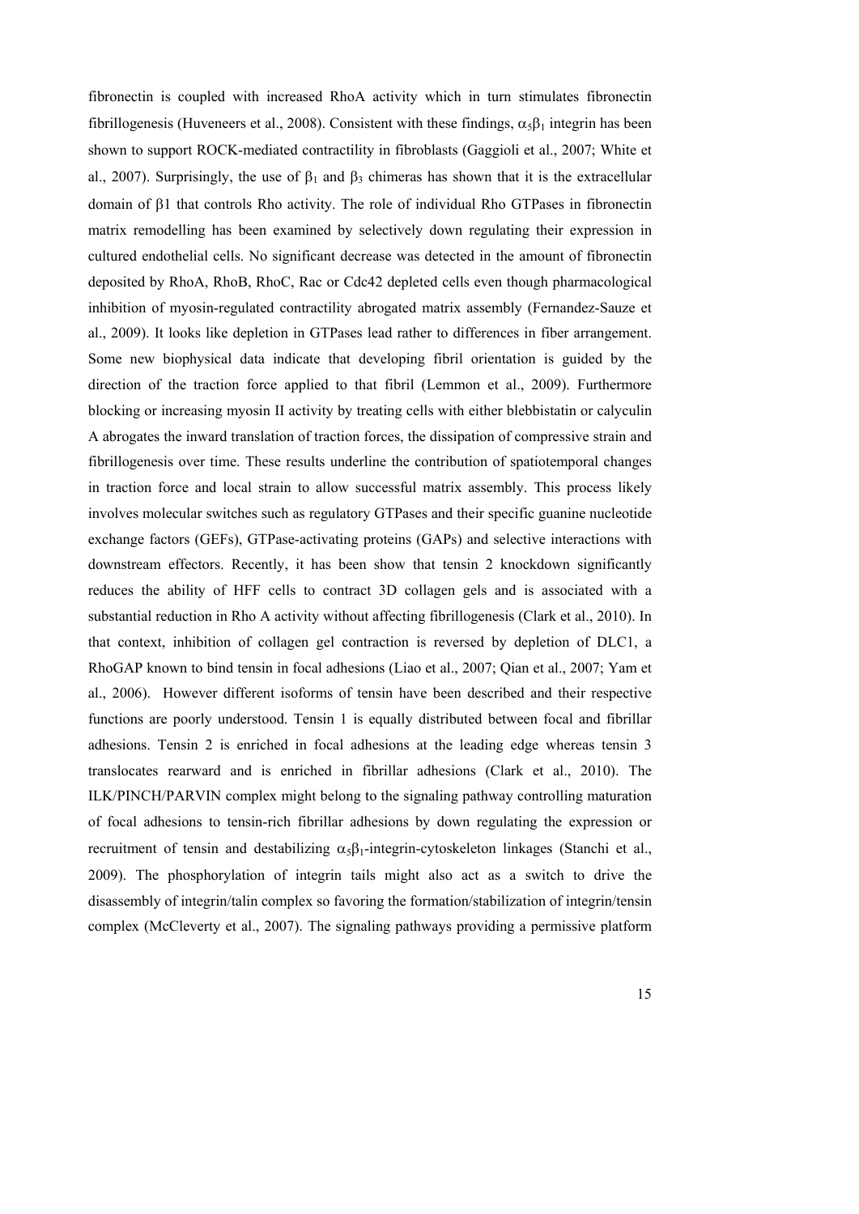fibronectin is coupled with increased RhoA activity which in turn stimulates fibronectin fibrillogenesis (Huveneers et al., 2008). Consistent with these findings, $\alpha_5\beta_1$ integrin has been shown to support ROCK-mediated contractility in fibroblasts (Gaggioli et al., 2007; White et al., 2007). Surprisingly, the use of $\beta_1$ and $\beta_3$ chimeras has shown that it is the extracellular domain of β1 that controls Rho activity. The role of individual Rho GTPases in fibronectin matrix remodelling has been examined by selectively down regulating their expression in cultured endothelial cells. No significant decrease was detected in the amount of fibronectin deposited by RhoA, RhoB, RhoC, Rac or Cdc42 depleted cells even though pharmacological inhibition of myosin-regulated contractility abrogated matrix assembly (Fernandez-Sauze et al., 2009). It looks like depletion in GTPases lead rather to differences in fiber arrangement. Some new biophysical data indicate that developing fibril orientation is guided by the direction of the traction force applied to that fibril (Lemmon et al., 2009). Furthermore blocking or increasing myosin II activity by treating cells with either blebbistatin or calyculin A abrogates the inward translation of traction forces, the dissipation of compressive strain and fibrillogenesis over time. These results underline the contribution of spatiotemporal changes in traction force and local strain to allow successful matrix assembly. This process likely involves molecular switches such as regulatory GTPases and their specific guanine nucleotide exchange factors (GEFs), GTPase-activating proteins (GAPs) and selective interactions with downstream effectors. Recently, it has been show that tensin 2 knockdown significantly reduces the ability of HFF cells to contract 3D collagen gels and is associated with a substantial reduction in Rho A activity without affecting fibrillogenesis (Clark et al., 2010). In that context, inhibition of collagen gel contraction is reversed by depletion of DLC1, a RhoGAP known to bind tensin in focal adhesions (Liao et al., 2007; Qian et al., 2007; Yam et al., 2006). However different isoforms of tensin have been described and their respective functions are poorly understood. Tensin 1 is equally distributed between focal and fibrillar adhesions. Tensin 2 is enriched in focal adhesions at the leading edge whereas tensin 3 translocates rearward and is enriched in fibrillar adhesions (Clark et al., 2010). The ILK/PINCH/PARVIN complex might belong to the signaling pathway controlling maturation of focal adhesions to tensin-rich fibrillar adhesions by down regulating the expression or recruitment of tensin and destabilizing $\alpha_5\beta_1$-integrin-cytoskeleton linkages (Stanchi et al., 2009). The phosphorylation of integrin tails might also act as a switch to drive the disassembly of integrin/talin complex so favoring the formation/stabilization of integrin/tensin complex (McCleverty et al., 2007). The signaling pathways providing a permissive platform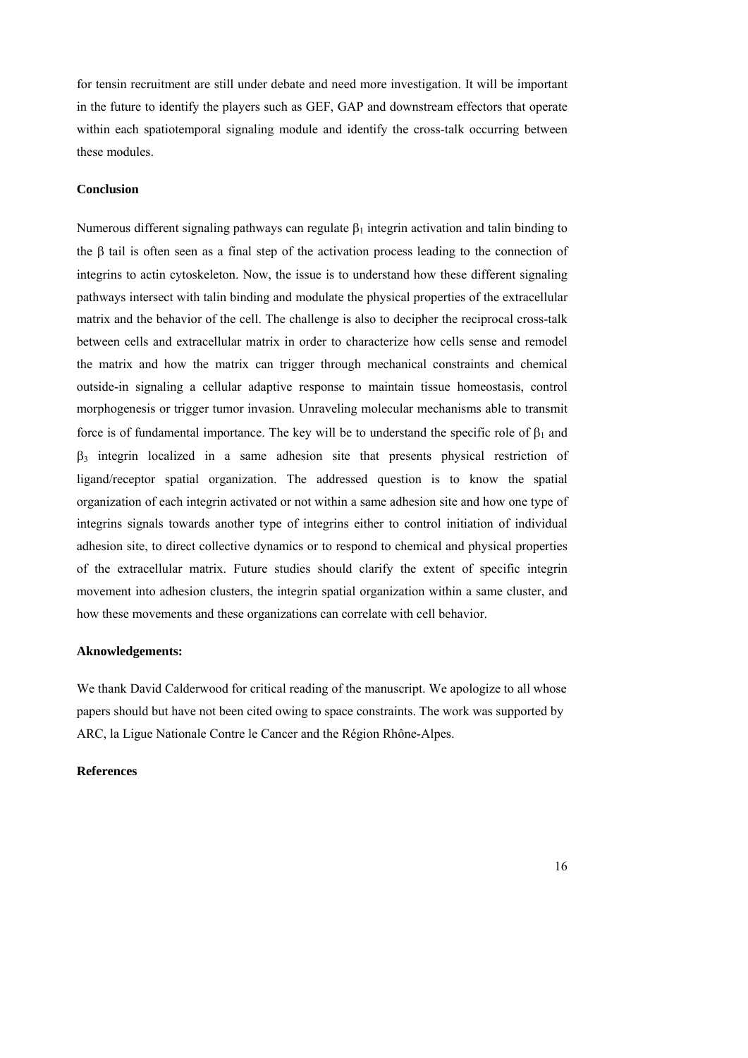for tensin recruitment are still under debate and need more investigation. It will be important in the future to identify the players such as GEF, GAP and downstream effectors that operate within each spatiotemporal signaling module and identify the cross-talk occurring between these modules.

**Conclusion**

Numerous different signaling pathways can regulate $\beta_1$ integrin activation and talin binding to the $\beta$ tail is often seen as a final step of the activation process leading to the connection of integrins to actin cytoskeleton. Now, the issue is to understand how these different signaling pathways intersect with talin binding and modulate the physical properties of the extracellular matrix and the behavior of the cell. The challenge is also to decipher the reciprocal cross-talk between cells and extracellular matrix in order to characterize how cells sense and remodel the matrix and how the matrix can trigger through mechanical constraints and chemical outside-in signaling a cellular adaptive response to maintain tissue homeostasis, control morphogenesis or trigger tumor invasion. Unraveling molecular mechanisms able to transmit force is of fundamental importance. The key will be to understand the specific role of $\beta_1$ and $\beta_3$ integrin localized in a same adhesion site that presents physical restriction of ligand/receptor spatial organization. The addressed question is to know the spatial organization of each integrin activated or not within a same adhesion site and how one type of integrins signals towards another type of integrins either to control initiation of individual adhesion site, to direct collective dynamics or to respond to chemical and physical properties of the extracellular matrix. Future studies should clarify the extent of specific integrin movement into adhesion clusters, the integrin spatial organization within a same cluster, and how these movements and these organizations can correlate with cell behavior.

**Aknowledgements:**

We thank David Calderwood for critical reading of the manuscript. We apologize to all whose papers should but have not been cited owing to space constraints. The work was supported by ARC, la Ligue Nationale Contre le Cancer and the Région Rhône-Alpes.

**References**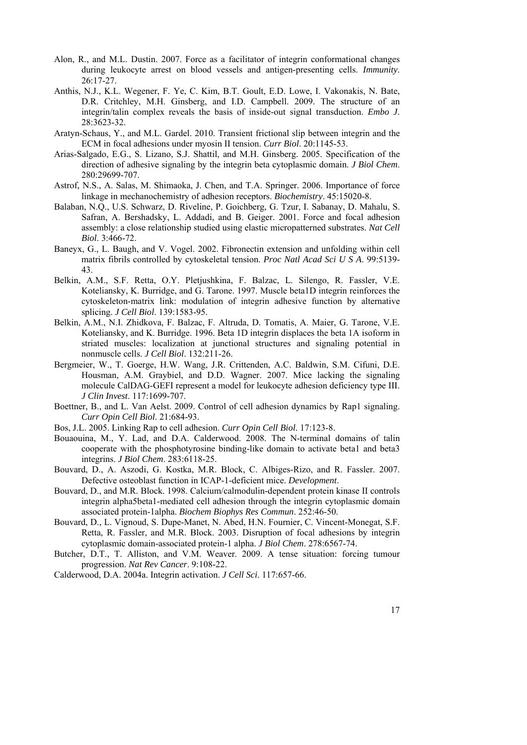Alon, R., and M.L. Dustin. 2007. Force as a facilitator of integrin conformational changes during leukocyte arrest on blood vessels and antigen-presenting cells. *Immunity*. 26:17-27.

Anthis, N.J., K.L. Wegener, F. Ye, C. Kim, B.T. Goult, E.D. Lowe, I. Vakonakis, N. Bate, D.R. Critchley, M.H. Ginsberg, and I.D. Campbell. 2009. The structure of an integrin/talin complex reveals the basis of inside-out signal transduction. *Embo J*. 28:3623-32.

Aratyn-Schaus, Y., and M.L. Gardel. 2010. Transient frictional slip between integrin and the ECM in focal adhesions under myosin II tension. *Curr Biol*. 20:1145-53.

Arias-Salgado, E.G., S. Lizano, S.J. Shattil, and M.H. Ginsberg. 2005. Specification of the direction of adhesive signaling by the integrin beta cytoplasmic domain. *J Biol Chem*. 280:29699-707.

Astrof, N.S., A. Salas, M. Shimaoka, J. Chen, and T.A. Springer. 2006. Importance of force linkage in mechanochemistry of adhesion receptors. *Biochemistry*. 45:15020-8.

Balaban, N.Q., U.S. Schwarz, D. Riveline, P. Goichberg, G. Tzur, I. Sabanay, D. Mahalu, S. Safran, A. Bershadsky, L. Addadi, and B. Geiger. 2001. Force and focal adhesion assembly: a close relationship studied using elastic micropatterned substrates. *Nat Cell Biol*. 3:466-72.

Baneyx, G., L. Baugh, and V. Vogel. 2002. Fibronectin extension and unfolding within cell matrix fibrils controlled by cytoskeletal tension. *Proc Natl Acad Sci U S A*. 99:5139-43.

Belkin, A.M., S.F. Retta, O.Y. Pletjushkina, F. Balzac, L. Silengo, R. Fassler, V.E. Koteliansky, K. Burridge, and G. Tarone. 1997. Muscle beta1D integrin reinforces the cytoskeleton-matrix link: modulation of integrin adhesive function by alternative splicing. *J Cell Biol*. 139:1583-95.

Belkin, A.M., N.I. Zhidkova, F. Balzac, F. Altruda, D. Tomatis, A. Maier, G. Tarone, V.E. Koteliansky, and K. Burridge. 1996. Beta 1D integrin displaces the beta 1A isoform in striated muscles: localization at junctional structures and signaling potential in nonmuscle cells. *J Cell Biol*. 132:211-26.

Bergmeier, W., T. Goerge, H.W. Wang, J.R. Crittenden, A.C. Baldwin, S.M. Cifuni, D.E. Housman, A.M. Graybiel, and D.D. Wagner. 2007. Mice lacking the signaling molecule CalDAG-GEFI represent a model for leukocyte adhesion deficiency type III. *J Clin Invest*. 117:1699-707.

Boettner, B., and L. Van Aelst. 2009. Control of cell adhesion dynamics by Rap1 signaling. *Curr Opin Cell Biol*. 21:684-93.

Bos, J.L. 2005. Linking Rap to cell adhesion. *Curr Opin Cell Biol*. 17:123-8.

Bouaouina, M., Y. Lad, and D.A. Calderwood. 2008. The N-terminal domains of talin cooperate with the phosphotyrosine binding-like domain to activate beta1 and beta3 integrins. *J Biol Chem*. 283:6118-25.

Bouvard, D., A. Aszodi, G. Kostka, M.R. Block, C. Albiges-Rizo, and R. Fassler. 2007. Defective osteoblast function in ICAP-1-deficient mice. *Development*.

Bouvard, D., and M.R. Block. 1998. Calcium/calmodulin-dependent protein kinase II controls integrin alpha5beta1-mediated cell adhesion through the integrin cytoplasmic domain associated protein-1alpha. *Biochem Biophys Res Commun*. 252:46-50.

Bouvard, D., L. Vignoud, S. Dupe-Manet, N. Abed, H.N. Fournier, C. Vincent-Monegat, S.F. Retta, R. Fassler, and M.R. Block. 2003. Disruption of focal adhesions by integrin cytoplasmic domain-associated protein-1 alpha. *J Biol Chem*. 278:6567-74.

Butcher, D.T., T. Alliston, and V.M. Weaver. 2009. A tense situation: forcing tumour progression. *Nat Rev Cancer*. 9:108-22.

Calderwood, D.A. 2004a. Integrin activation. *J Cell Sci*. 117:657-66.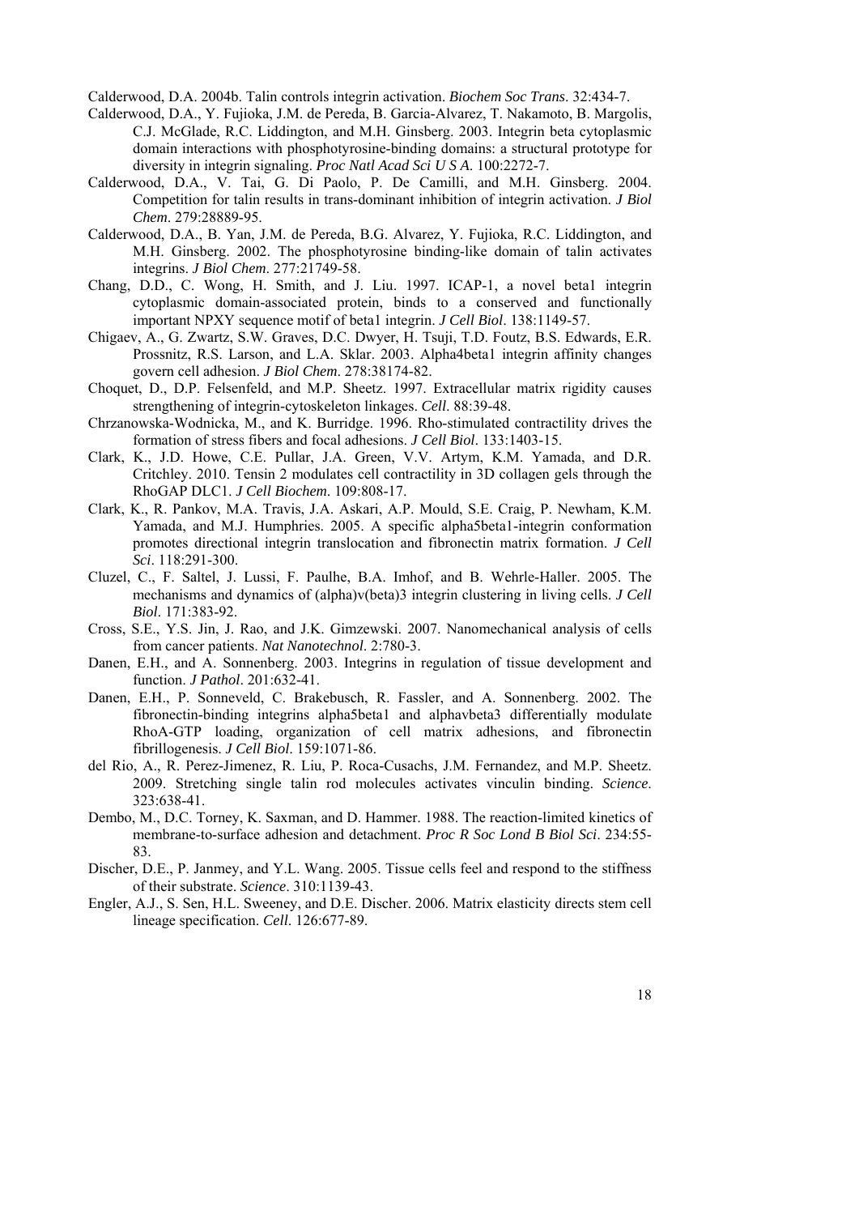Calderwood, D.A. 2004b. Talin controls integrin activation. *Biochem Soc Trans*. 32:434-7.

Calderwood, D.A., Y. Fujioka, J.M. de Pereda, B. Garcia-Alvarez, T. Nakamoto, B. Margolis, C.J. McGlade, R.C. Liddington, and M.H. Ginsberg. 2003. Integrin beta cytoplasmic domain interactions with phosphotyrosine-binding domains: a structural prototype for diversity in integrin signaling. *Proc Natl Acad Sci U S A*. 100:2272-7.

Calderwood, D.A., V. Tai, G. Di Paolo, P. De Camilli, and M.H. Ginsberg. 2004. Competition for talin results in trans-dominant inhibition of integrin activation. *J Biol Chem*. 279:28889-95.

Calderwood, D.A., B. Yan, J.M. de Pereda, B.G. Alvarez, Y. Fujioka, R.C. Liddington, and M.H. Ginsberg. 2002. The phosphotyrosine binding-like domain of talin activates integrins. *J Biol Chem*. 277:21749-58.

Chang, D.D., C. Wong, H. Smith, and J. Liu. 1997. ICAP-1, a novel beta1 integrin cytoplasmic domain-associated protein, binds to a conserved and functionally important NPXY sequence motif of beta1 integrin. *J Cell Biol*. 138:1149-57.

Chigaev, A., G. Zwartz, S.W. Graves, D.C. Dwyer, H. Tsuji, T.D. Foutz, B.S. Edwards, E.R. Prossnitz, R.S. Larson, and L.A. Sklar. 2003. Alpha4beta1 integrin affinity changes govern cell adhesion. *J Biol Chem*. 278:38174-82.

Choquet, D., D.P. Felsenfeld, and M.P. Sheetz. 1997. Extracellular matrix rigidity causes strengthening of integrin-cytoskeleton linkages. *Cell*. 88:39-48.

Chrzanowska-Wodnicka, M., and K. Burridge. 1996. Rho-stimulated contractility drives the formation of stress fibers and focal adhesions. *J Cell Biol*. 133:1403-15.

Clark, K., J.D. Howe, C.E. Pullar, J.A. Green, V.V. Artym, K.M. Yamada, and D.R. Critchley. 2010. Tensin 2 modulates cell contractility in 3D collagen gels through the RhoGAP DLC1. *J Cell Biochem*. 109:808-17.

Clark, K., R. Pankov, M.A. Travis, J.A. Askari, A.P. Mould, S.E. Craig, P. Newham, K.M. Yamada, and M.J. Humphries. 2005. A specific alpha5beta1-integrin conformation promotes directional integrin translocation and fibronectin matrix formation. *J Cell Sci*. 118:291-300.

Cluzel, C., F. Saltel, J. Lussi, F. Paulhe, B.A. Imhof, and B. Wehrle-Haller. 2005. The mechanisms and dynamics of (alpha)v(beta)3 integrin clustering in living cells. *J Cell Biol*. 171:383-92.

Cross, S.E., Y.S. Jin, J. Rao, and J.K. Gimzewski. 2007. Nanomechanical analysis of cells from cancer patients. *Nat Nanotechnol*. 2:780-3.

Danen, E.H., and A. Sonnenberg. 2003. Integrins in regulation of tissue development and function. *J Pathol*. 201:632-41.

Danen, E.H., P. Sonneveld, C. Brakebusch, R. Fassler, and A. Sonnenberg. 2002. The fibronectin-binding integrins alpha5beta1 and alphavbeta3 differentially modulate RhoA-GTP loading, organization of cell matrix adhesions, and fibronectin fibrillogenesis. *J Cell Biol*. 159:1071-86.

del Rio, A., R. Perez-Jimenez, R. Liu, P. Roca-Cusachs, J.M. Fernandez, and M.P. Sheetz. 2009. Stretching single talin rod molecules activates vinculin binding. *Science*. 323:638-41.

Dembo, M., D.C. Torney, K. Saxman, and D. Hammer. 1988. The reaction-limited kinetics of membrane-to-surface adhesion and detachment. *Proc R Soc Lond B Biol Sci*. 234:55-83.

Discher, D.E., P. Janmey, and Y.L. Wang. 2005. Tissue cells feel and respond to the stiffness of their substrate. *Science*. 310:1139-43.

Engler, A.J., S. Sen, H.L. Sweeney, and D.E. Discher. 2006. Matrix elasticity directs stem cell lineage specification. *Cell*. 126:677-89.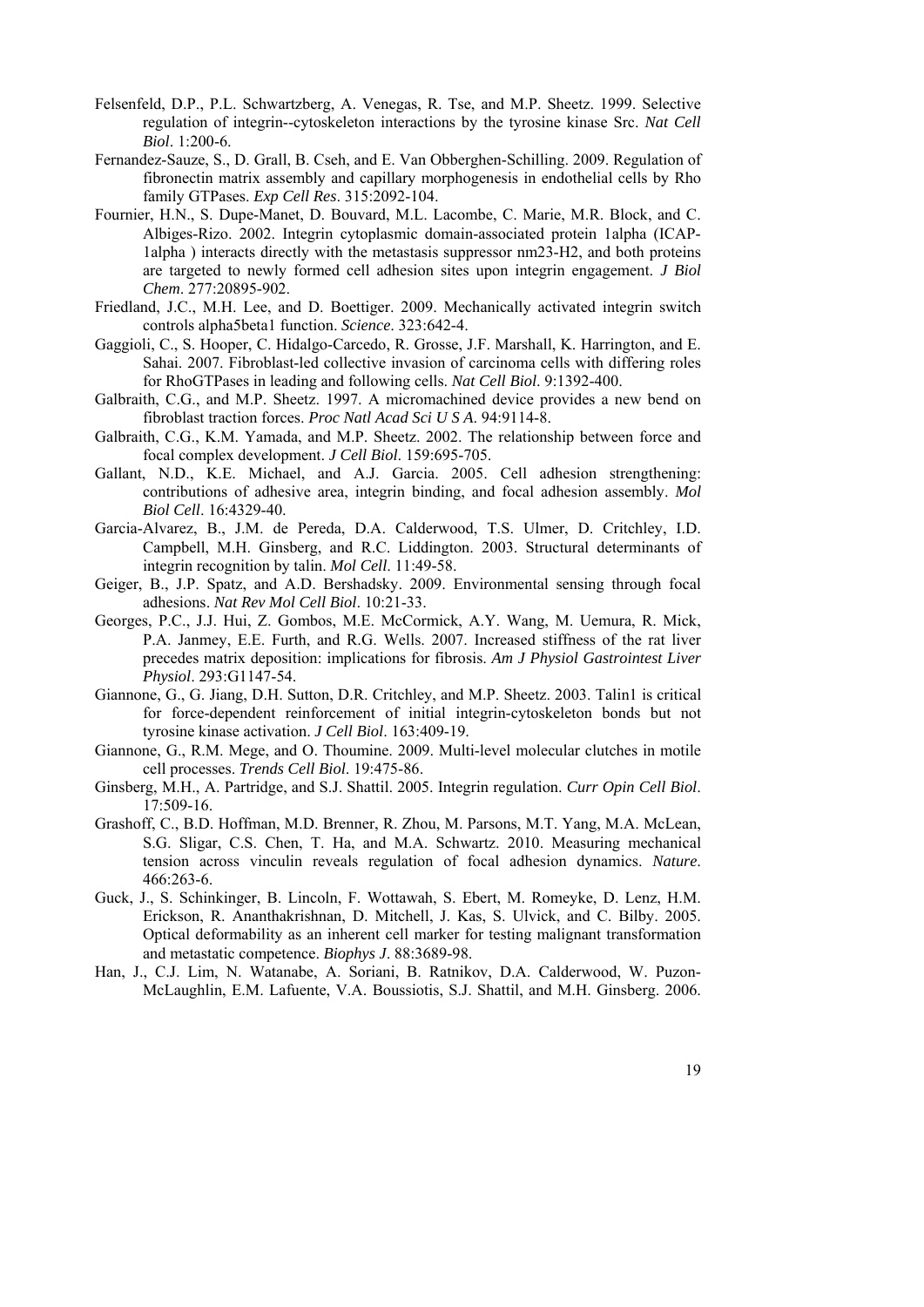Felsenfeld, D.P., P.L. Schwartzberg, A. Venegas, R. Tse, and M.P. Sheetz. 1999. Selective regulation of integrin--cytoskeleton interactions by the tyrosine kinase Src. *Nat Cell Biol*. 1:200-6.

Fernandez-Sauze, S., D. Grall, B. Cseh, and E. Van Obberghen-Schilling. 2009. Regulation of fibronectin matrix assembly and capillary morphogenesis in endothelial cells by Rho family GTPases. *Exp Cell Res*. 315:2092-104.

Fournier, H.N., S. Dupe-Manet, D. Bouvard, M.L. Lacombe, C. Marie, M.R. Block, and C. Albiges-Rizo. 2002. Integrin cytoplasmic domain-associated protein 1alpha (ICAP-1alpha ) interacts directly with the metastasis suppressor nm23-H2, and both proteins are targeted to newly formed cell adhesion sites upon integrin engagement. *J Biol Chem*. 277:20895-902.

Friedland, J.C., M.H. Lee, and D. Boettiger. 2009. Mechanically activated integrin switch controls alpha5beta1 function. *Science*. 323:642-4.

Gaggioli, C., S. Hooper, C. Hidalgo-Carcedo, R. Grosse, J.F. Marshall, K. Harrington, and E. Sahai. 2007. Fibroblast-led collective invasion of carcinoma cells with differing roles for RhoGTPases in leading and following cells. *Nat Cell Biol*. 9:1392-400.

Galbraith, C.G., and M.P. Sheetz. 1997. A micromachined device provides a new bend on fibroblast traction forces. *Proc Natl Acad Sci U S A*. 94:9114-8.

Galbraith, C.G., K.M. Yamada, and M.P. Sheetz. 2002. The relationship between force and focal complex development. *J Cell Biol*. 159:695-705.

Gallant, N.D., K.E. Michael, and A.J. Garcia. 2005. Cell adhesion strengthening: contributions of adhesive area, integrin binding, and focal adhesion assembly. *Mol Biol Cell*. 16:4329-40.

Garcia-Alvarez, B., J.M. de Pereda, D.A. Calderwood, T.S. Ulmer, D. Critchley, I.D. Campbell, M.H. Ginsberg, and R.C. Liddington. 2003. Structural determinants of integrin recognition by talin. *Mol Cell*. 11:49-58.

Geiger, B., J.P. Spatz, and A.D. Bershadsky. 2009. Environmental sensing through focal adhesions. *Nat Rev Mol Cell Biol*. 10:21-33.

Georges, P.C., J.J. Hui, Z. Gombos, M.E. McCormick, A.Y. Wang, M. Uemura, R. Mick, P.A. Janmey, E.E. Furth, and R.G. Wells. 2007. Increased stiffness of the rat liver precedes matrix deposition: implications for fibrosis. *Am J Physiol Gastrointest Liver Physiol*. 293:G1147-54.

Giannone, G., G. Jiang, D.H. Sutton, D.R. Critchley, and M.P. Sheetz. 2003. Talin1 is critical for force-dependent reinforcement of initial integrin-cytoskeleton bonds but not tyrosine kinase activation. *J Cell Biol*. 163:409-19.

Giannone, G., R.M. Mege, and O. Thoumine. 2009. Multi-level molecular clutches in motile cell processes. *Trends Cell Biol*. 19:475-86.

Ginsberg, M.H., A. Partridge, and S.J. Shattil. 2005. Integrin regulation. *Curr Opin Cell Biol*. 17:509-16.

Grashoff, C., B.D. Hoffman, M.D. Brenner, R. Zhou, M. Parsons, M.T. Yang, M.A. McLean, S.G. Sligar, C.S. Chen, T. Ha, and M.A. Schwartz. 2010. Measuring mechanical tension across vinculin reveals regulation of focal adhesion dynamics. *Nature*. 466:263-6.

Guck, J., S. Schinkinger, B. Lincoln, F. Wottawah, S. Ebert, M. Romeyke, D. Lenz, H.M. Erickson, R. Ananthakrishnan, D. Mitchell, J. Kas, S. Ulvick, and C. Bilby. 2005. Optical deformability as an inherent cell marker for testing malignant transformation and metastatic competence. *Biophys J*. 88:3689-98.

Han, J., C.J. Lim, N. Watanabe, A. Soriani, B. Ratnikov, D.A. Calderwood, W. Puzon-McLaughlin, E.M. Lafuente, V.A. Boussiotis, S.J. Shattil, and M.H. Ginsberg. 2006.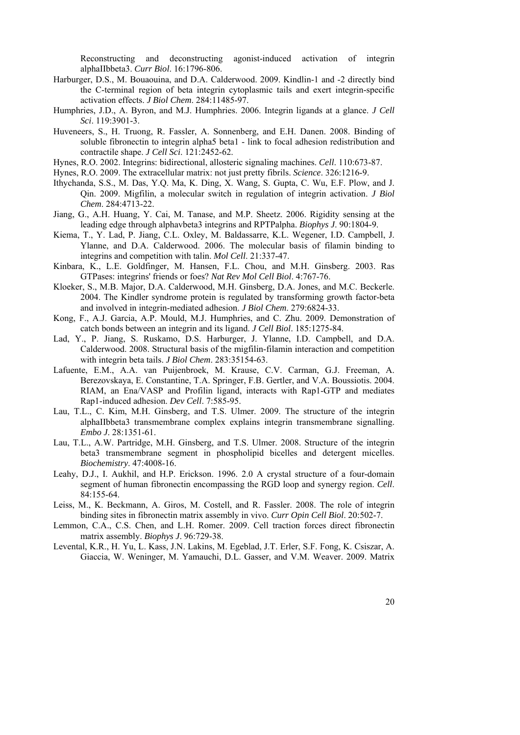Reconstructing and deconstructing agonist-induced activation of integrin alphaIIbbeta3. *Curr Biol*. 16:1796-806.

Harburger, D.S., M. Bouaouina, and D.A. Calderwood. 2009. Kindlin-1 and -2 directly bind the C-terminal region of beta integrin cytoplasmic tails and exert integrin-specific activation effects. *J Biol Chem*. 284:11485-97.

Humphries, J.D., A. Byron, and M.J. Humphries. 2006. Integrin ligands at a glance. *J Cell Sci*. 119:3901-3.

Huveneers, S., H. Truong, R. Fassler, A. Sonnenberg, and E.H. Danen. 2008. Binding of soluble fibronectin to integrin alpha5 beta1 - link to focal adhesion redistribution and contractile shape. *J Cell Sci*. 121:2452-62.

Hynes, R.O. 2002. Integrins: bidirectional, allosteric signaling machines. *Cell*. 110:673-87.

Hynes, R.O. 2009. The extracellular matrix: not just pretty fibrils. *Science*. 326:1216-9.

Ithychanda, S.S., M. Das, Y.Q. Ma, K. Ding, X. Wang, S. Gupta, C. Wu, E.F. Plow, and J. Qin. 2009. Migfilin, a molecular switch in regulation of integrin activation. *J Biol Chem*. 284:4713-22.

Jiang, G., A.H. Huang, Y. Cai, M. Tanase, and M.P. Sheetz. 2006. Rigidity sensing at the leading edge through alphavbeta3 integrins and RPTPalpha. *Biophys J*. 90:1804-9.

Kiema, T., Y. Lad, P. Jiang, C.L. Oxley, M. Baldassarre, K.L. Wegener, I.D. Campbell, J. Ylanne, and D.A. Calderwood. 2006. The molecular basis of filamin binding to integrins and competition with talin. *Mol Cell*. 21:337-47.

Kinbara, K., L.E. Goldfinger, M. Hansen, F.L. Chou, and M.H. Ginsberg. 2003. Ras GTPases: integrins' friends or foes? *Nat Rev Mol Cell Biol*. 4:767-76.

Kloeker, S., M.B. Major, D.A. Calderwood, M.H. Ginsberg, D.A. Jones, and M.C. Beckerle. 2004. The Kindler syndrome protein is regulated by transforming growth factor-beta and involved in integrin-mediated adhesion. *J Biol Chem*. 279:6824-33.

Kong, F., A.J. Garcia, A.P. Mould, M.J. Humphries, and C. Zhu. 2009. Demonstration of catch bonds between an integrin and its ligand. *J Cell Biol*. 185:1275-84.

Lad, Y., P. Jiang, S. Ruskamo, D.S. Harburger, J. Ylanne, I.D. Campbell, and D.A. Calderwood. 2008. Structural basis of the migfilin-filamin interaction and competition with integrin beta tails. *J Biol Chem*. 283:35154-63.

Lafuente, E.M., A.A. van Puijenbroek, M. Krause, C.V. Carman, G.J. Freeman, A. Berezovskaya, E. Constantine, T.A. Springer, F.B. Gertler, and V.A. Boussiotis. 2004. RIAM, an Ena/VASP and Profilin ligand, interacts with Rap1-GTP and mediates Rap1-induced adhesion. *Dev Cell*. 7:585-95.

Lau, T.L., C. Kim, M.H. Ginsberg, and T.S. Ulmer. 2009. The structure of the integrin alphaIIbbeta3 transmembrane complex explains integrin transmembrane signalling. *Embo J*. 28:1351-61.

Lau, T.L., A.W. Partridge, M.H. Ginsberg, and T.S. Ulmer. 2008. Structure of the integrin beta3 transmembrane segment in phospholipid bicelles and detergent micelles. *Biochemistry*. 47:4008-16.

Leahy, D.J., I. Aukhil, and H.P. Erickson. 1996. 2.0 A crystal structure of a four-domain segment of human fibronectin encompassing the RGD loop and synergy region. *Cell*. 84:155-64.

Leiss, M., K. Beckmann, A. Giros, M. Costell, and R. Fassler. 2008. The role of integrin binding sites in fibronectin matrix assembly in vivo. *Curr Opin Cell Biol*. 20:502-7.

Lemmon, C.A., C.S. Chen, and L.H. Romer. 2009. Cell traction forces direct fibronectin matrix assembly. *Biophys J*. 96:729-38.

Levental, K.R., H. Yu, L. Kass, J.N. Lakins, M. Egeblad, J.T. Erler, S.F. Fong, K. Csiszar, A. Giaccia, W. Weninger, M. Yamauchi, D.L. Gasser, and V.M. Weaver. 2009. Matrix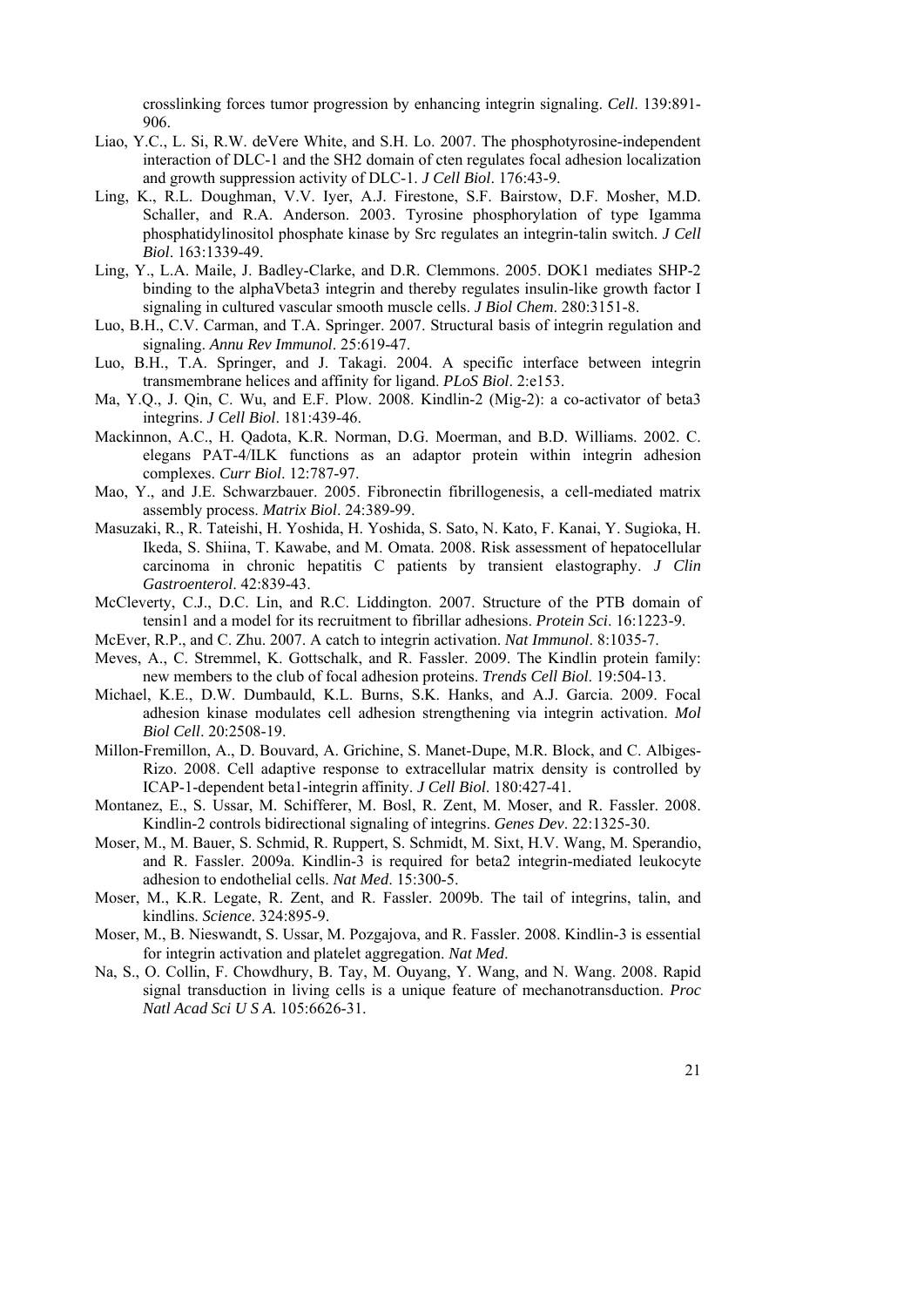crosslinking forces tumor progression by enhancing integrin signaling. *Cell*. 139:891-906.

Liao, Y.C., L. Si, R.W. deVere White, and S.H. Lo. 2007. The phosphotyrosine-independent interaction of DLC-1 and the SH2 domain of cten regulates focal adhesion localization and growth suppression activity of DLC-1. *J Cell Biol*. 176:43-9.

Ling, K., R.L. Doughman, V.V. Iyer, A.J. Firestone, S.F. Bairstow, D.F. Mosher, M.D. Schaller, and R.A. Anderson. 2003. Tyrosine phosphorylation of type Igamma phosphatidylinositol phosphate kinase by Src regulates an integrin-talin switch. *J Cell Biol*. 163:1339-49.

Ling, Y., L.A. Maile, J. Badley-Clarke, and D.R. Clemmons. 2005. DOK1 mediates SHP-2 binding to the alphaVbeta3 integrin and thereby regulates insulin-like growth factor I signaling in cultured vascular smooth muscle cells. *J Biol Chem*. 280:3151-8.

Luo, B.H., C.V. Carman, and T.A. Springer. 2007. Structural basis of integrin regulation and signaling. *Annu Rev Immunol*. 25:619-47.

Luo, B.H., T.A. Springer, and J. Takagi. 2004. A specific interface between integrin transmembrane helices and affinity for ligand. *PLoS Biol*. 2:e153.

Ma, Y.Q., J. Qin, C. Wu, and E.F. Plow. 2008. Kindlin-2 (Mig-2): a co-activator of beta3 integrins. *J Cell Biol*. 181:439-46.

Mackinnon, A.C., H. Qadota, K.R. Norman, D.G. Moerman, and B.D. Williams. 2002. C. elegans PAT-4/ILK functions as an adaptor protein within integrin adhesion complexes. *Curr Biol*. 12:787-97.

Mao, Y., and J.E. Schwarzbauer. 2005. Fibronectin fibrillogenesis, a cell-mediated matrix assembly process. *Matrix Biol*. 24:389-99.

Masuzaki, R., R. Tateishi, H. Yoshida, H. Yoshida, S. Sato, N. Kato, F. Kanai, Y. Sugioka, H. Ikeda, S. Shiina, T. Kawabe, and M. Omata. 2008. Risk assessment of hepatocellular carcinoma in chronic hepatitis C patients by transient elastography. *J Clin Gastroenterol*. 42:839-43.

McCleverty, C.J., D.C. Lin, and R.C. Liddington. 2007. Structure of the PTB domain of tensin1 and a model for its recruitment to fibrillar adhesions. *Protein Sci*. 16:1223-9.

McEver, R.P., and C. Zhu. 2007. A catch to integrin activation. *Nat Immunol*. 8:1035-7.

Meves, A., C. Stremmel, K. Gottschalk, and R. Fassler. 2009. The Kindlin protein family: new members to the club of focal adhesion proteins. *Trends Cell Biol*. 19:504-13.

Michael, K.E., D.W. Dumbauld, K.L. Burns, S.K. Hanks, and A.J. Garcia. 2009. Focal adhesion kinase modulates cell adhesion strengthening via integrin activation. *Mol Biol Cell*. 20:2508-19.

Millon-Fremillon, A., D. Bouvard, A. Grichine, S. Manet-Dupe, M.R. Block, and C. Albiges-Rizo. 2008. Cell adaptive response to extracellular matrix density is controlled by ICAP-1-dependent beta1-integrin affinity. *J Cell Biol*. 180:427-41.

Montanez, E., S. Ussar, M. Schifferer, M. Bosl, R. Zent, M. Moser, and R. Fassler. 2008. Kindlin-2 controls bidirectional signaling of integrins. *Genes Dev*. 22:1325-30.

Moser, M., M. Bauer, S. Schmid, R. Ruppert, S. Schmidt, M. Sixt, H.V. Wang, M. Sperandio, and R. Fassler. 2009a. Kindlin-3 is required for beta2 integrin-mediated leukocyte adhesion to endothelial cells. *Nat Med*. 15:300-5.

Moser, M., K.R. Legate, R. Zent, and R. Fassler. 2009b. The tail of integrins, talin, and kindlins. *Science*. 324:895-9.

Moser, M., B. Nieswandt, S. Ussar, M. Pozgajova, and R. Fassler. 2008. Kindlin-3 is essential for integrin activation and platelet aggregation. *Nat Med*.

Na, S., O. Collin, F. Chowdhury, B. Tay, M. Ouyang, Y. Wang, and N. Wang. 2008. Rapid signal transduction in living cells is a unique feature of mechanotransduction. *Proc Natl Acad Sci U S A*. 105:6626-31.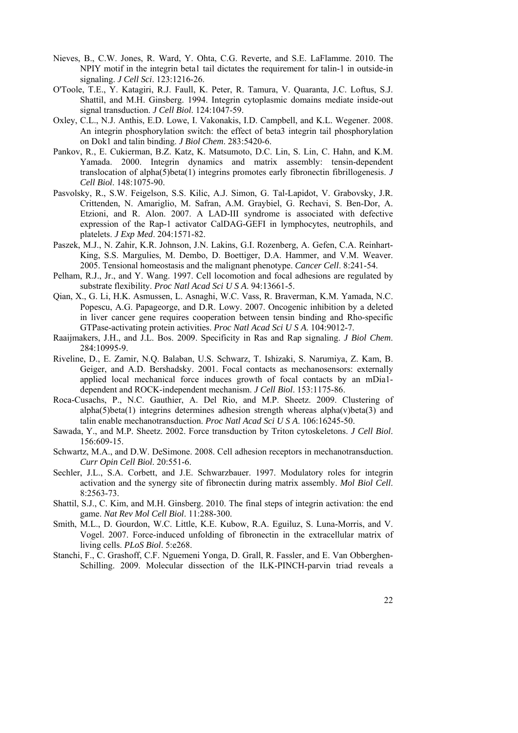Nieves, B., C.W. Jones, R. Ward, Y. Ohta, C.G. Reverte, and S.E. LaFlamme. 2010. The NPIY motif in the integrin beta1 tail dictates the requirement for talin-1 in outside-in signaling. *J Cell Sci*. 123:1216-26.

O'Toole, T.E., Y. Katagiri, R.J. Faull, K. Peter, R. Tamura, V. Quaranta, J.C. Loftus, S.J. Shattil, and M.H. Ginsberg. 1994. Integrin cytoplasmic domains mediate inside-out signal transduction. *J Cell Biol*. 124:1047-59.

Oxley, C.L., N.J. Anthis, E.D. Lowe, I. Vakonakis, I.D. Campbell, and K.L. Wegener. 2008. An integrin phosphorylation switch: the effect of beta3 integrin tail phosphorylation on Dok1 and talin binding. *J Biol Chem*. 283:5420-6.

Pankov, R., E. Cukierman, B.Z. Katz, K. Matsumoto, D.C. Lin, S. Lin, C. Hahn, and K.M. Yamada. 2000. Integrin dynamics and matrix assembly: tensin-dependent translocation of alpha(5)beta(1) integrins promotes early fibronectin fibrillogenesis. *J Cell Biol*. 148:1075-90.

Pasvolsky, R., S.W. Feigelson, S.S. Kilic, A.J. Simon, G. Tal-Lapidot, V. Grabovsky, J.R. Crittenden, N. Amariglio, M. Safran, A.M. Graybiel, G. Rechavi, S. Ben-Dor, A. Etzioni, and R. Alon. 2007. A LAD-III syndrome is associated with defective expression of the Rap-1 activator CalDAG-GEFI in lymphocytes, neutrophils, and platelets. *J Exp Med*. 204:1571-82.

Paszek, M.J., N. Zahir, K.R. Johnson, J.N. Lakins, G.I. Rozenberg, A. Gefen, C.A. Reinhart-King, S.S. Margulies, M. Dembo, D. Boettiger, D.A. Hammer, and V.M. Weaver. 2005. Tensional homeostasis and the malignant phenotype. *Cancer Cell*. 8:241-54.

Pelham, R.J., Jr., and Y. Wang. 1997. Cell locomotion and focal adhesions are regulated by substrate flexibility. *Proc Natl Acad Sci U S A*. 94:13661-5.

Qian, X., G. Li, H.K. Asmussen, L. Asnaghi, W.C. Vass, R. Braverman, K.M. Yamada, N.C. Popescu, A.G. Papageorge, and D.R. Lowy. 2007. Oncogenic inhibition by a deleted in liver cancer gene requires cooperation between tensin binding and Rho-specific GTPase-activating protein activities. *Proc Natl Acad Sci U S A*. 104:9012-7.

Raaijmakers, J.H., and J.L. Bos. 2009. Specificity in Ras and Rap signaling. *J Biol Chem*. 284:10995-9.

Riveline, D., E. Zamir, N.Q. Balaban, U.S. Schwarz, T. Ishizaki, S. Narumiya, Z. Kam, B. Geiger, and A.D. Bershadsky. 2001. Focal contacts as mechanosensors: externally applied local mechanical force induces growth of focal contacts by an mDia1-dependent and ROCK-independent mechanism. *J Cell Biol*. 153:1175-86.

Roca-Cusachs, P., N.C. Gauthier, A. Del Rio, and M.P. Sheetz. 2009. Clustering of alpha(5)beta(1) integrins determines adhesion strength whereas alpha(v)beta(3) and talin enable mechanotransduction. *Proc Natl Acad Sci U S A*. 106:16245-50.

Sawada, Y., and M.P. Sheetz. 2002. Force transduction by Triton cytoskeletons. *J Cell Biol*. 156:609-15.

Schwartz, M.A., and D.W. DeSimone. 2008. Cell adhesion receptors in mechanotransduction. *Curr Opin Cell Biol*. 20:551-6.

Sechler, J.L., S.A. Corbett, and J.E. Schwarzbauer. 1997. Modulatory roles for integrin activation and the synergy site of fibronectin during matrix assembly. *Mol Biol Cell*. 8:2563-73.

Shattil, S.J., C. Kim, and M.H. Ginsberg. 2010. The final steps of integrin activation: the end game. *Nat Rev Mol Cell Biol*. 11:288-300.

Smith, M.L., D. Gourdon, W.C. Little, K.E. Kubow, R.A. Eguiluz, S. Luna-Morris, and V. Vogel. 2007. Force-induced unfolding of fibronectin in the extracellular matrix of living cells. *PLoS Biol*. 5:e268.

Stanchi, F., C. Grashoff, C.F. Nguemeni Yonga, D. Grall, R. Fassler, and E. Van Obberghen-Schilling. 2009. Molecular dissection of the ILK-PINCH-parvin triad reveals a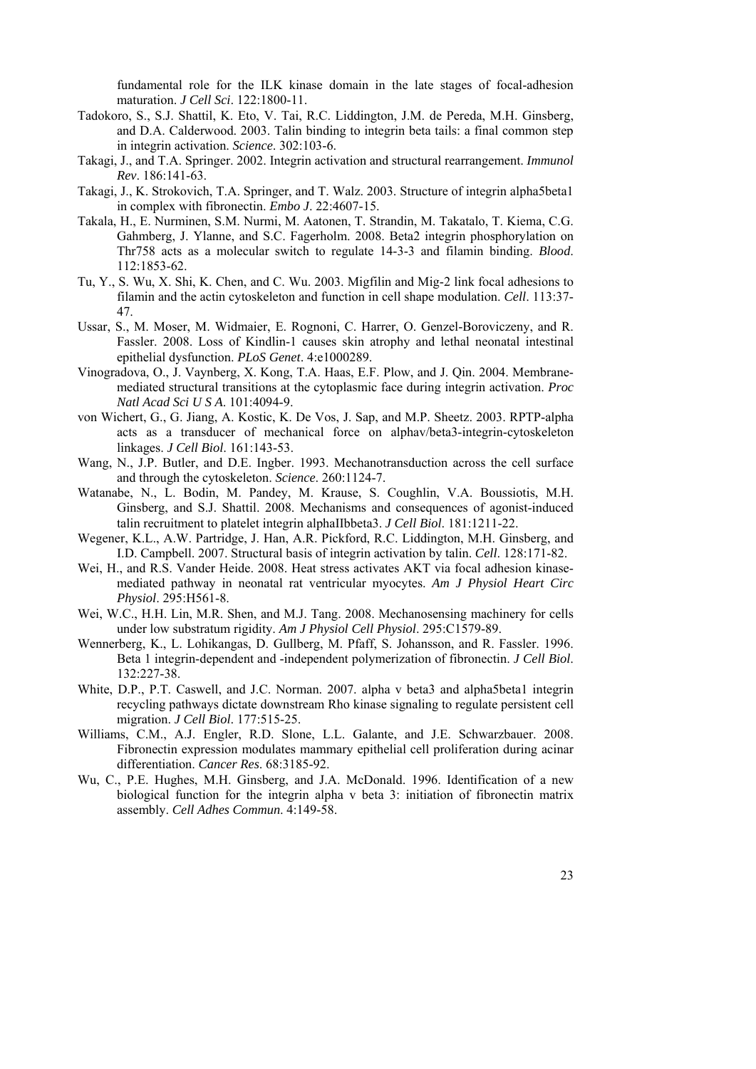fundamental role for the ILK kinase domain in the late stages of focal-adhesion maturation. *J Cell Sci*. 122:1800-11.

Tadokoro, S., S.J. Shattil, K. Eto, V. Tai, R.C. Liddington, J.M. de Pereda, M.H. Ginsberg, and D.A. Calderwood. 2003. Talin binding to integrin beta tails: a final common step in integrin activation. *Science*. 302:103-6.

Takagi, J., and T.A. Springer. 2002. Integrin activation and structural rearrangement. *Immunol Rev*. 186:141-63.

Takagi, J., K. Strokovich, T.A. Springer, and T. Walz. 2003. Structure of integrin alpha5beta1 in complex with fibronectin. *Embo J*. 22:4607-15.

Takala, H., E. Nurminen, S.M. Nurmi, M. Aatonen, T. Strandin, M. Takatalo, T. Kiema, C.G. Gahmberg, J. Ylanne, and S.C. Fagerholm. 2008. Beta2 integrin phosphorylation on Thr758 acts as a molecular switch to regulate 14-3-3 and filamin binding. *Blood*. 112:1853-62.

Tu, Y., S. Wu, X. Shi, K. Chen, and C. Wu. 2003. Migfilin and Mig-2 link focal adhesions to filamin and the actin cytoskeleton and function in cell shape modulation. *Cell*. 113:37-47.

Ussar, S., M. Moser, M. Widmaier, E. Rognoni, C. Harrer, O. Genzel-Boroviczeny, and R. Fassler. 2008. Loss of Kindlin-1 causes skin atrophy and lethal neonatal intestinal epithelial dysfunction. *PLoS Genet*. 4:e1000289.

Vinogradova, O., J. Vaynberg, X. Kong, T.A. Haas, E.F. Plow, and J. Qin. 2004. Membrane-mediated structural transitions at the cytoplasmic face during integrin activation. *Proc Natl Acad Sci U S A*. 101:4094-9.

von Wichert, G., G. Jiang, A. Kostic, K. De Vos, J. Sap, and M.P. Sheetz. 2003. RPTP-alpha acts as a transducer of mechanical force on alphav/beta3-integrin-cytoskeleton linkages. *J Cell Biol*. 161:143-53.

Wang, N., J.P. Butler, and D.E. Ingber. 1993. Mechanotransduction across the cell surface and through the cytoskeleton. *Science*. 260:1124-7.

Watanabe, N., L. Bodin, M. Pandey, M. Krause, S. Coughlin, V.A. Boussiotis, M.H. Ginsberg, and S.J. Shattil. 2008. Mechanisms and consequences of agonist-induced talin recruitment to platelet integrin alphaIIbbeta3. *J Cell Biol*. 181:1211-22.

Wegener, K.L., A.W. Partridge, J. Han, A.R. Pickford, R.C. Liddington, M.H. Ginsberg, and I.D. Campbell. 2007. Structural basis of integrin activation by talin. *Cell*. 128:171-82.

Wei, H., and R.S. Vander Heide. 2008. Heat stress activates AKT via focal adhesion kinase-mediated pathway in neonatal rat ventricular myocytes. *Am J Physiol Heart Circ Physiol*. 295:H561-8.

Wei, W.C., H.H. Lin, M.R. Shen, and M.J. Tang. 2008. Mechanosensing machinery for cells under low substratum rigidity. *Am J Physiol Cell Physiol*. 295:C1579-89.

Wennerberg, K., L. Lohikangas, D. Gullberg, M. Pfaff, S. Johansson, and R. Fassler. 1996. Beta 1 integrin-dependent and -independent polymerization of fibronectin. *J Cell Biol*. 132:227-38.

White, D.P., P.T. Caswell, and J.C. Norman. 2007. alpha v beta3 and alpha5beta1 integrin recycling pathways dictate downstream Rho kinase signaling to regulate persistent cell migration. *J Cell Biol*. 177:515-25.

Williams, C.M., A.J. Engler, R.D. Slone, L.L. Galante, and J.E. Schwarzbauer. 2008. Fibronectin expression modulates mammary epithelial cell proliferation during acinar differentiation. *Cancer Res*. 68:3185-92.

Wu, C., P.E. Hughes, M.H. Ginsberg, and J.A. McDonald. 1996. Identification of a new biological function for the integrin alpha v beta 3: initiation of fibronectin matrix assembly. *Cell Adhes Commun*. 4:149-58.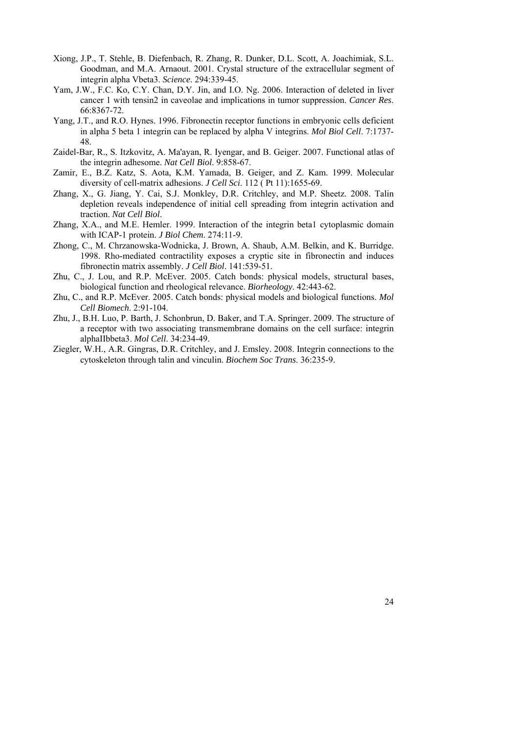Xiong, J.P., T. Stehle, B. Diefenbach, R. Zhang, R. Dunker, D.L. Scott, A. Joachimiak, S.L. Goodman, and M.A. Arnaout. 2001. Crystal structure of the extracellular segment of integrin alpha Vbeta3. *Science*. 294:339-45.

Yam, J.W., F.C. Ko, C.Y. Chan, D.Y. Jin, and I.O. Ng. 2006. Interaction of deleted in liver cancer 1 with tensin2 in caveolae and implications in tumor suppression. *Cancer Res*. 66:8367-72.

Yang, J.T., and R.O. Hynes. 1996. Fibronectin receptor functions in embryonic cells deficient in alpha 5 beta 1 integrin can be replaced by alpha V integrins. *Mol Biol Cell*. 7:1737-48.

Zaidel-Bar, R., S. Itzkovitz, A. Ma'ayan, R. Iyengar, and B. Geiger. 2007. Functional atlas of the integrin adhesome. *Nat Cell Biol*. 9:858-67.

Zamir, E., B.Z. Katz, S. Aota, K.M. Yamada, B. Geiger, and Z. Kam. 1999. Molecular diversity of cell-matrix adhesions. *J Cell Sci*. 112 ( Pt 11):1655-69.

Zhang, X., G. Jiang, Y. Cai, S.J. Monkley, D.R. Critchley, and M.P. Sheetz. 2008. Talin depletion reveals independence of initial cell spreading from integrin activation and traction. *Nat Cell Biol*.

Zhang, X.A., and M.E. Hemler. 1999. Interaction of the integrin beta1 cytoplasmic domain with ICAP-1 protein. *J Biol Chem*. 274:11-9.

Zhong, C., M. Chrzanowska-Wodnicka, J. Brown, A. Shaub, A.M. Belkin, and K. Burridge. 1998. Rho-mediated contractility exposes a cryptic site in fibronectin and induces fibronectin matrix assembly. *J Cell Biol*. 141:539-51.

Zhu, C., J. Lou, and R.P. McEver. 2005. Catch bonds: physical models, structural bases, biological function and rheological relevance. *Biorheology*. 42:443-62.

Zhu, C., and R.P. McEver. 2005. Catch bonds: physical models and biological functions. *Mol Cell Biomech*. 2:91-104.

Zhu, J., B.H. Luo, P. Barth, J. Schonbrun, D. Baker, and T.A. Springer. 2009. The structure of a receptor with two associating transmembrane domains on the cell surface: integrin alphaIIbbeta3. *Mol Cell*. 34:234-49.

Ziegler, W.H., A.R. Gingras, D.R. Critchley, and J. Emsley. 2008. Integrin connections to the cytoskeleton through talin and vinculin. *Biochem Soc Trans*. 36:235-9.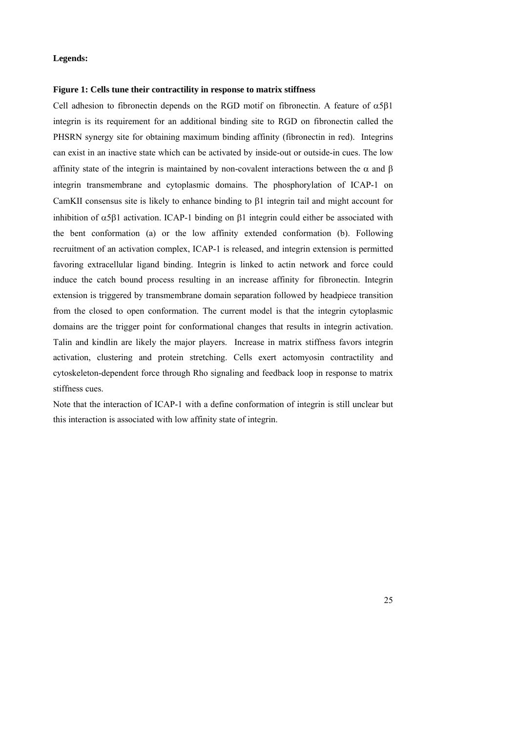**Legends:**

**Figure 1: Cells tune their contractility in response to matrix stiffness**

Cell adhesion to fibronectin depends on the RGD motif on fibronectin. A feature of $\alpha5\beta1$ integrin is its requirement for an additional binding site to RGD on fibronectin called the PHSRN synergy site for obtaining maximum binding affinity (fibronectin in red). Integrins can exist in an inactive state which can be activated by inside-out or outside-in cues. The low affinity state of the integrin is maintained by non-covalent interactions between the $\alpha$ and $\beta$ integrin transmembrane and cytoplasmic domains. The phosphorylation of ICAP-1 on CamKII consensus site is likely to enhance binding to $\beta1$ integrin tail and might account for inhibition of $\alpha5\beta1$ activation. ICAP-1 binding on $\beta1$ integrin could either be associated with the bent conformation (a) or the low affinity extended conformation (b). Following recruitment of an activation complex, ICAP-1 is released, and integrin extension is permitted favoring extracellular ligand binding. Integrin is linked to actin network and force could induce the catch bound process resulting in an increase affinity for fibronectin. Integrin extension is triggered by transmembrane domain separation followed by headpiece transition from the closed to open conformation. The current model is that the integrin cytoplasmic domains are the trigger point for conformational changes that results in integrin activation. Talin and kindlin are likely the major players. Increase in matrix stiffness favors integrin activation, clustering and protein stretching. Cells exert actomyosin contractility and cytoskeleton-dependent force through Rho signaling and feedback loop in response to matrix stiffness cues.

Note that the interaction of ICAP-1 with a define conformation of integrin is still unclear but this interaction is associated with low affinity state of integrin.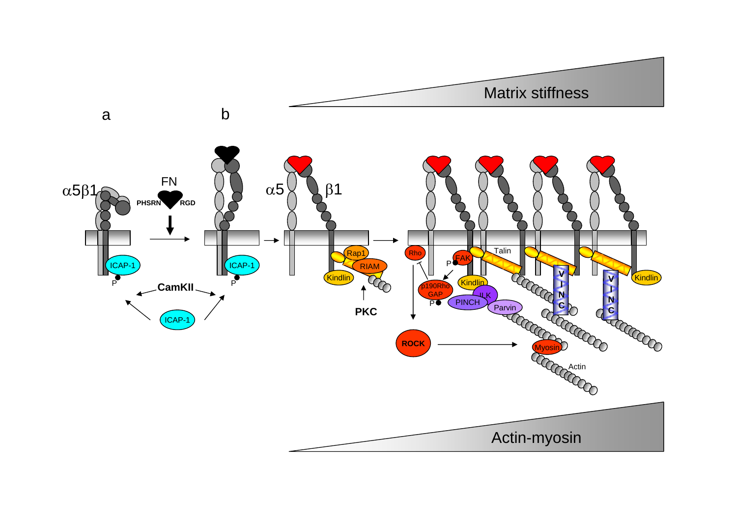a

b

Matrix stiffness

$\alpha 5 \beta 1$

FN

PHSRN

RGD

ICAP-1

P

ICAP-1

P

CamKII

ICAP-1

$\alpha 5$

$\beta 1$

Rap1

RIAM

Kindlin

PKC

Rho

P

FAK

Talin

p190Rho GAP

P

Kindlin

ILK

PINCH

Parvin

V I N C

V I N C

Kindlin

ROCK

Myosin

Actin

Actin-myosin